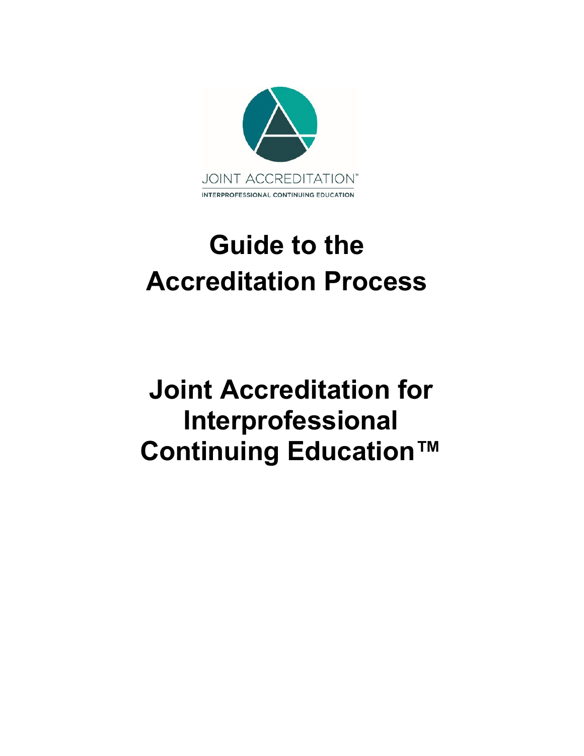JOINT ACCREDITATION™

INTERPROFESSIONAL CONTINUING EDUCATION

# Guide to the Accreditation Process

# Joint Accreditation for Interprofessional Continuing Education™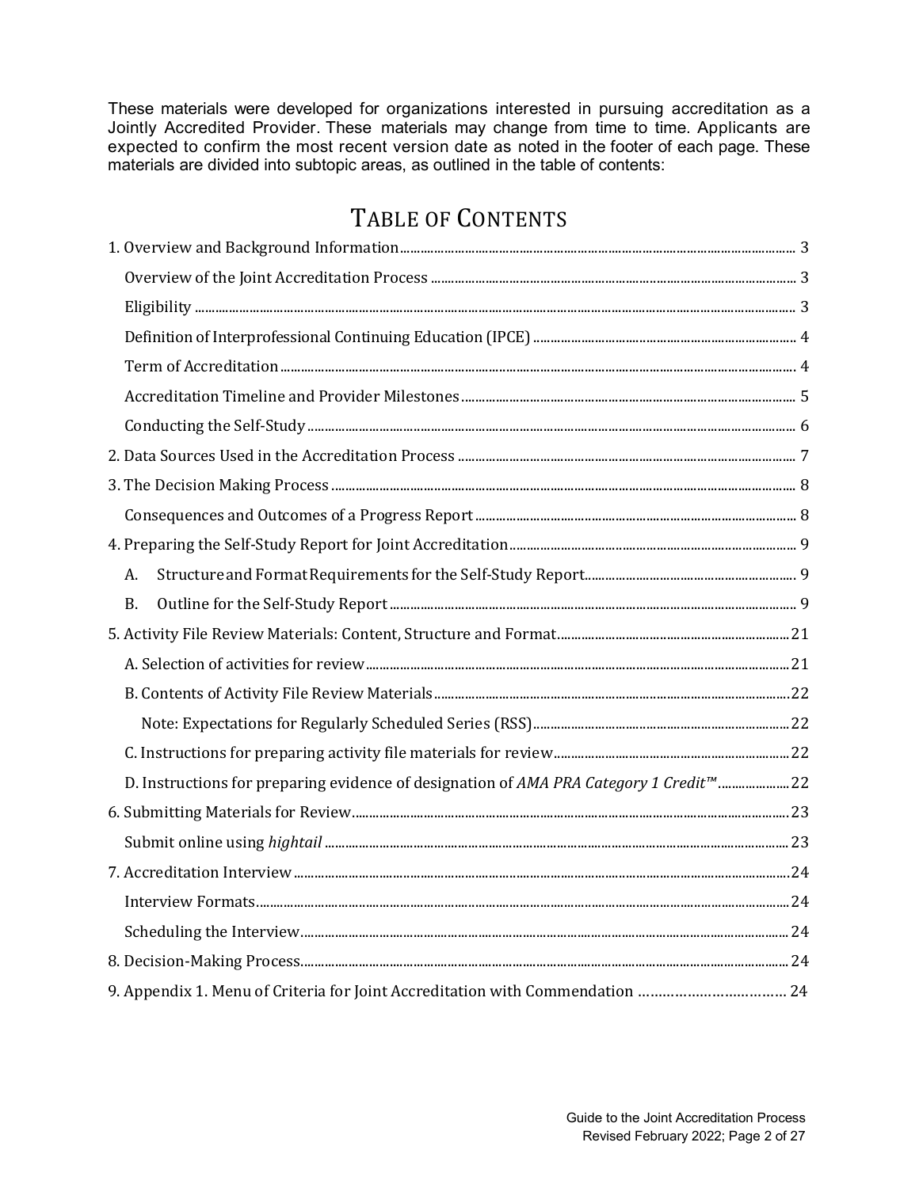These materials were developed for organizations interested in pursuing accreditation as a Jointly Accredited Provider. These materials may change from time to time. Applicants are expected to confirm the most recent version date as noted in the footer of each page. These materials are divided into subtopic areas, as outlined in the table of contents:

# TABLE OF CONTENTS

1. Overview and Background Information .......... 3
    - Overview of the Joint Accreditation Process .......... 3
    - Eligibility .......... 3
    - Definition of Interprofessional Continuing Education (IPCE) .......... 4
    - Term of Accreditation .......... 4
    - Accreditation Timeline and Provider Milestones .......... 5
    - Conducting the Self-Study .......... 6
2. Data Sources Used in the Accreditation Process .......... 7
3. The Decision Making Process .......... 8
    - Consequences and Outcomes of a Progress Report .......... 8
4. Preparing the Self-Study Report for Joint Accreditation .......... 9
    - A. Structure and Format Requirements for the Self-Study Report .......... 9
    - B. Outline for the Self-Study Report .......... 9
5. Activity File Review Materials: Content, Structure and Format .......... 21
    - A. Selection of activities for review .......... 21
    - B. Contents of Activity File Review Materials .......... 22
        - Note: Expectations for Regularly Scheduled Series (RSS) .......... 22
    - C. Instructions for preparing activity file materials for review .......... 22
    - D. Instructions for preparing evidence of designation of *AMA PRA Category 1 Credit™* .......... 22
6. Submitting Materials for Review .......... 23
    - Submit online using *hightail* .......... 23
7. Accreditation Interview .......... 24
    - Interview Formats .......... 24
    - Scheduling the Interview .......... 24
8. Decision-Making Process .......... 24
9. Appendix 1. Menu of Criteria for Joint Accreditation with Commendation .......... 24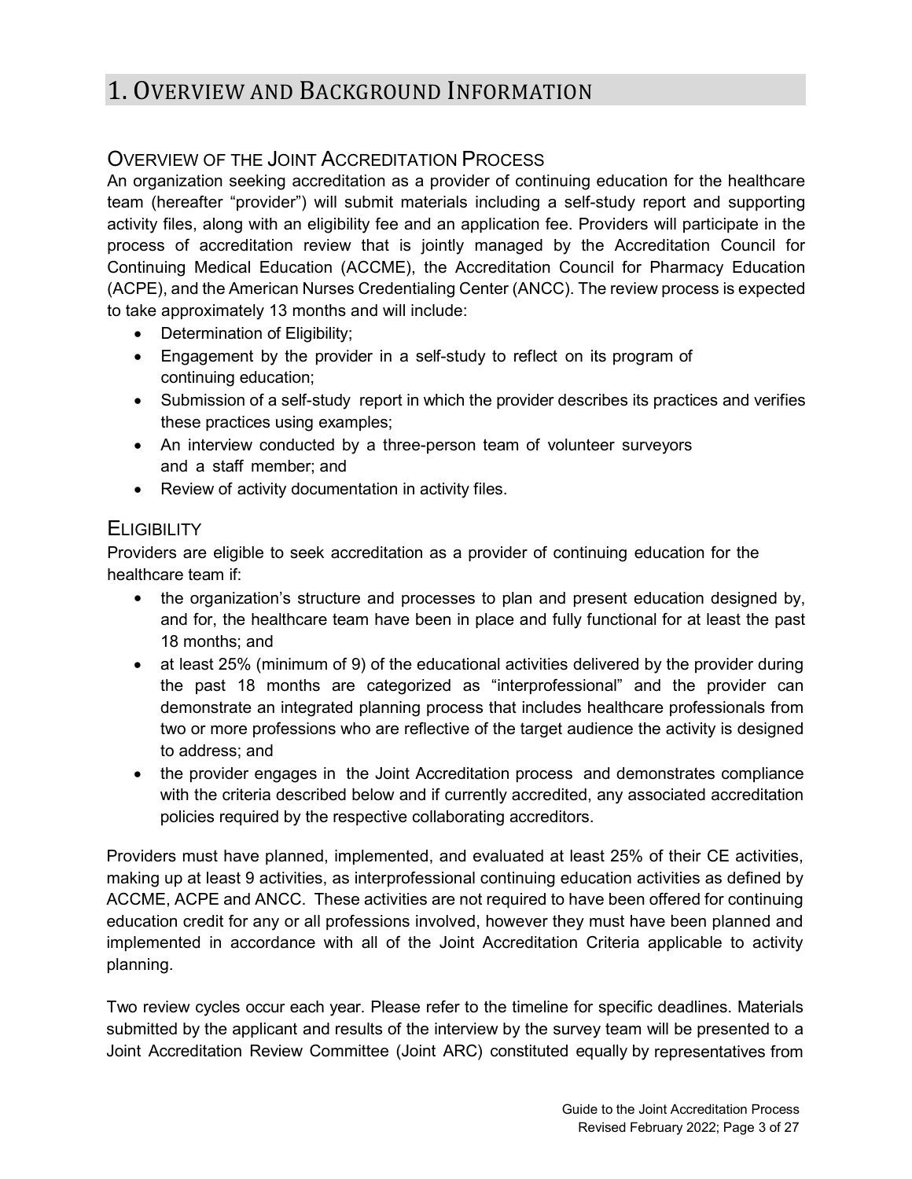# 1. Overview and Background Information

## Overview of the Joint Accreditation Process

An organization seeking accreditation as a provider of continuing education for the healthcare team (hereafter "provider") will submit materials including a self-study report and supporting activity files, along with an eligibility fee and an application fee. Providers will participate in the process of accreditation review that is jointly managed by the Accreditation Council for Continuing Medical Education (ACCME), the Accreditation Council for Pharmacy Education (ACPE), and the American Nurses Credentialing Center (ANCC). The review process is expected to take approximately 13 months and will include:

- Determination of Eligibility;
- Engagement by the provider in a self-study to reflect on its program of continuing education;
- Submission of a self-study report in which the provider describes its practices and verifies these practices using examples;
- An interview conducted by a three-person team of volunteer surveyors and a staff member; and
- Review of activity documentation in activity files.

## Eligibility

Providers are eligible to seek accreditation as a provider of continuing education for the healthcare team if:

- the organization's structure and processes to plan and present education designed by, and for, the healthcare team have been in place and fully functional for at least the past 18 months; and
- at least 25% (minimum of 9) of the educational activities delivered by the provider during the past 18 months are categorized as "interprofessional" and the provider can demonstrate an integrated planning process that includes healthcare professionals from two or more professions who are reflective of the target audience the activity is designed to address; and
- the provider engages in the Joint Accreditation process and demonstrates compliance with the criteria described below and if currently accredited, any associated accreditation policies required by the respective collaborating accreditors.

Providers must have planned, implemented, and evaluated at least 25% of their CE activities, making up at least 9 activities, as interprofessional continuing education activities as defined by ACCME, ACPE and ANCC. These activities are not required to have been offered for continuing education credit for any or all professions involved, however they must have been planned and implemented in accordance with all of the Joint Accreditation Criteria applicable to activity planning.

Two review cycles occur each year. Please refer to the timeline for specific deadlines. Materials submitted by the applicant and results of the interview by the survey team will be presented to a Joint Accreditation Review Committee (Joint ARC) constituted equally by representatives from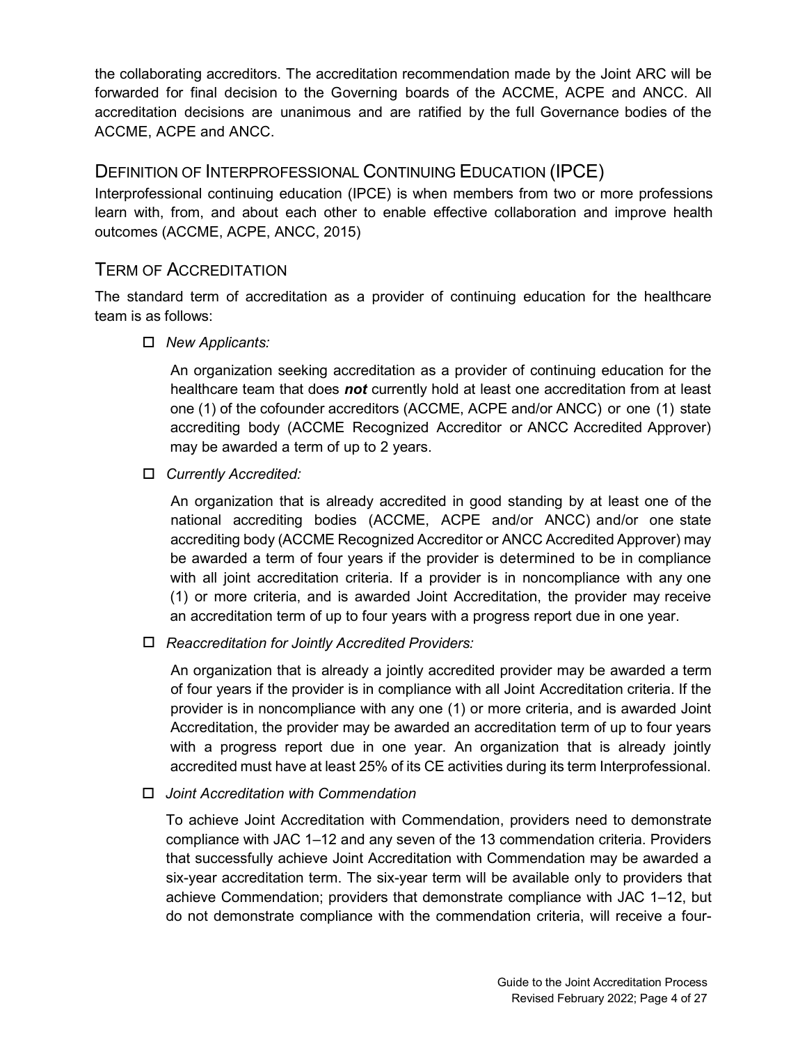the collaborating accreditors. The accreditation recommendation made by the Joint ARC will be forwarded for final decision to the Governing boards of the ACCME, ACPE and ANCC. All accreditation decisions are unanimous and are ratified by the full Governance bodies of the ACCME, ACPE and ANCC.

## DEFINITION OF INTERPROFESSIONAL CONTINUING EDUCATION (IPCE)

Interprofessional continuing education (IPCE) is when members from two or more professions learn with, from, and about each other to enable effective collaboration and improve health outcomes (ACCME, ACPE, ANCC, 2015)

## TERM OF ACCREDITATION

The standard term of accreditation as a provider of continuing education for the healthcare team is as follows:

- *New Applicants:*

  An organization seeking accreditation as a provider of continuing education for the healthcare team that does ***not*** currently hold at least one accreditation from at least one (1) of the cofounder accreditors (ACCME, ACPE and/or ANCC) or one (1) state accrediting body (ACCME Recognized Accreditor or ANCC Accredited Approver) may be awarded a term of up to 2 years.

- *Currently Accredited:*

  An organization that is already accredited in good standing by at least one of the national accrediting bodies (ACCME, ACPE and/or ANCC) and/or one state accrediting body (ACCME Recognized Accreditor or ANCC Accredited Approver) may be awarded a term of four years if the provider is determined to be in compliance with all joint accreditation criteria. If a provider is in noncompliance with any one (1) or more criteria, and is awarded Joint Accreditation, the provider may receive an accreditation term of up to four years with a progress report due in one year.

- *Reaccreditation for Jointly Accredited Providers:*

  An organization that is already a jointly accredited provider may be awarded a term of four years if the provider is in compliance with all Joint Accreditation criteria. If the provider is in noncompliance with any one (1) or more criteria, and is awarded Joint Accreditation, the provider may be awarded an accreditation term of up to four years with a progress report due in one year. An organization that is already jointly accredited must have at least 25% of its CE activities during its term Interprofessional.

- *Joint Accreditation with Commendation*

  To achieve Joint Accreditation with Commendation, providers need to demonstrate compliance with JAC 1–12 and any seven of the 13 commendation criteria. Providers that successfully achieve Joint Accreditation with Commendation may be awarded a six-year accreditation term. The six-year term will be available only to providers that achieve Commendation; providers that demonstrate compliance with JAC 1–12, but do not demonstrate compliance with the commendation criteria, will receive a four-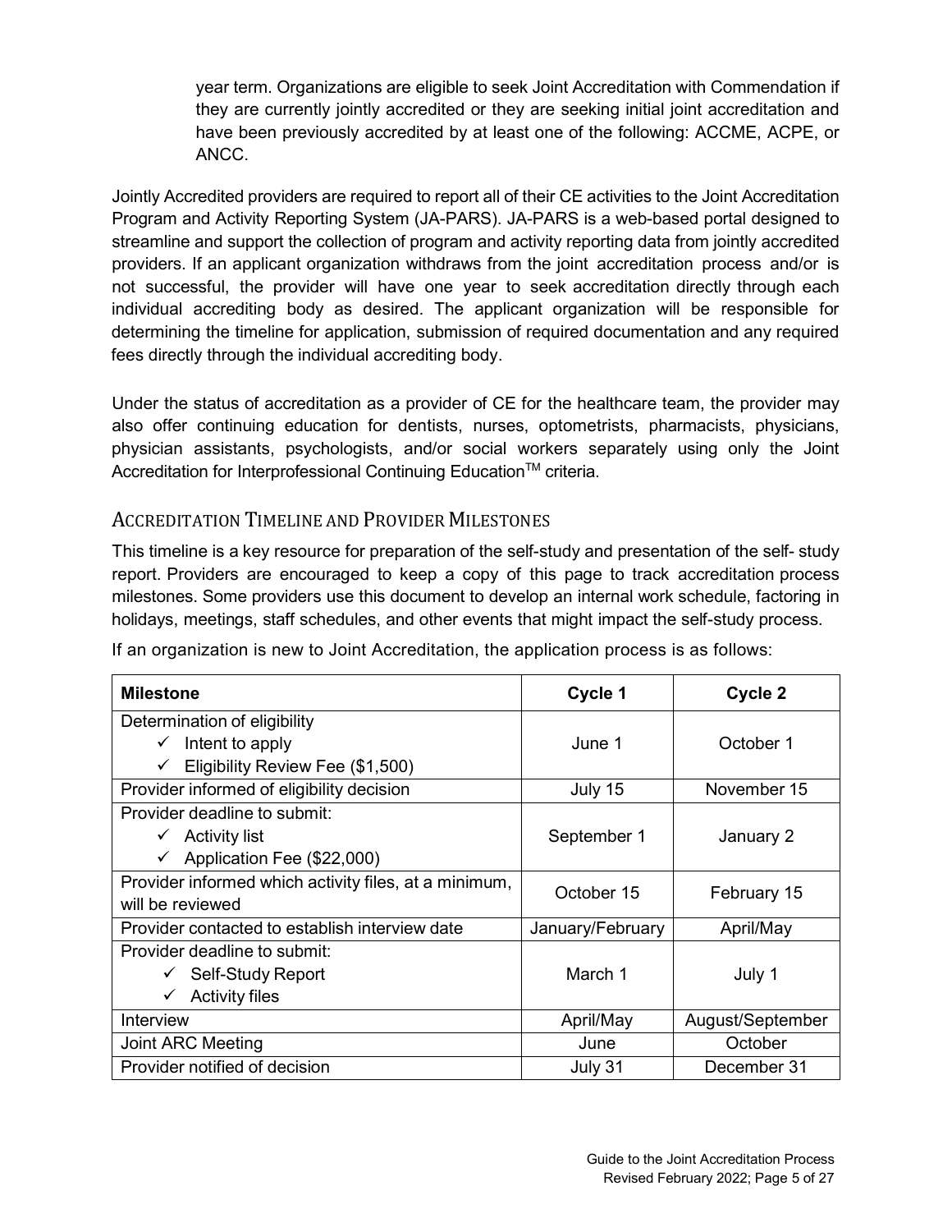year term. Organizations are eligible to seek Joint Accreditation with Commendation if they are currently jointly accredited or they are seeking initial joint accreditation and have been previously accredited by at least one of the following: ACCME, ACPE, or ANCC.

Jointly Accredited providers are required to report all of their CE activities to the Joint Accreditation Program and Activity Reporting System (JA-PARS). JA-PARS is a web-based portal designed to streamline and support the collection of program and activity reporting data from jointly accredited providers. If an applicant organization withdraws from the joint accreditation process and/or is not successful, the provider will have one year to seek accreditation directly through each individual accrediting body as desired. The applicant organization will be responsible for determining the timeline for application, submission of required documentation and any required fees directly through the individual accrediting body.

Under the status of accreditation as a provider of CE for the healthcare team, the provider may also offer continuing education for dentists, nurses, optometrists, pharmacists, physicians, physician assistants, psychologists, and/or social workers separately using only the Joint Accreditation for Interprofessional Continuing Education™ criteria.

## Accreditation Timeline and Provider Milestones

This timeline is a key resource for preparation of the self-study and presentation of the self- study report. Providers are encouraged to keep a copy of this page to track accreditation process milestones. Some providers use this document to develop an internal work schedule, factoring in holidays, meetings, staff schedules, and other events that might impact the self-study process.

If an organization is new to Joint Accreditation, the application process is as follows:

| Milestone | Cycle 1 | Cycle 2 |
|---|---|---|
| Determination of eligibility<br>✓ Intent to apply<br>✓ Eligibility Review Fee ($1,500) | June 1 | October 1 |
| Provider informed of eligibility decision | July 15 | November 15 |
| Provider deadline to submit:<br>✓ Activity list<br>✓ Application Fee ($22,000) | September 1 | January 2 |
| Provider informed which activity files, at a minimum, will be reviewed | October 15 | February 15 |
| Provider contacted to establish interview date | January/February | April/May |
| Provider deadline to submit:<br>✓ Self-Study Report<br>✓ Activity files | March 1 | July 1 |
| Interview | April/May | August/September |
| Joint ARC Meeting | June | October |
| Provider notified of decision | July 31 | December 31 |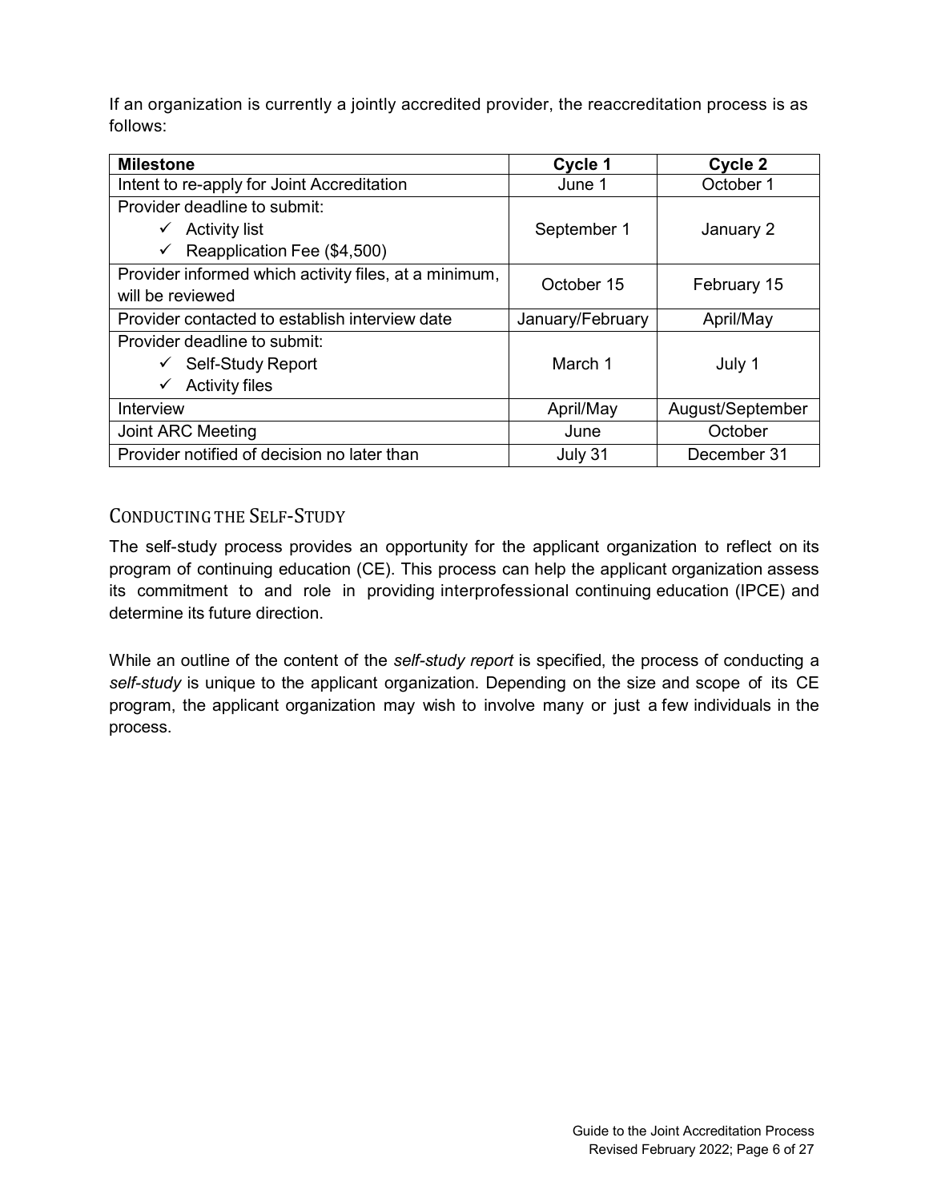If an organization is currently a jointly accredited provider, the reaccreditation process is as follows:

| Milestone | Cycle 1 | Cycle 2 |
|---|---|---|
| Intent to re-apply for Joint Accreditation | June 1 | October 1 |
| Provider deadline to submit:<br>✓ Activity list<br>✓ Reapplication Fee ($4,500) | September 1 | January 2 |
| Provider informed which activity files, at a minimum, will be reviewed | October 15 | February 15 |
| Provider contacted to establish interview date | January/February | April/May |
| Provider deadline to submit:<br>✓ Self-Study Report<br>✓ Activity files | March 1 | July 1 |
| Interview | April/May | August/September |
| Joint ARC Meeting | June | October |
| Provider notified of decision no later than | July 31 | December 31 |

## Conducting the Self-Study

The self-study process provides an opportunity for the applicant organization to reflect on its program of continuing education (CE). This process can help the applicant organization assess its commitment to and role in providing interprofessional continuing education (IPCE) and determine its future direction.

While an outline of the content of the *self-study report* is specified, the process of conducting a *self-study* is unique to the applicant organization. Depending on the size and scope of its CE program, the applicant organization may wish to involve many or just a few individuals in the process.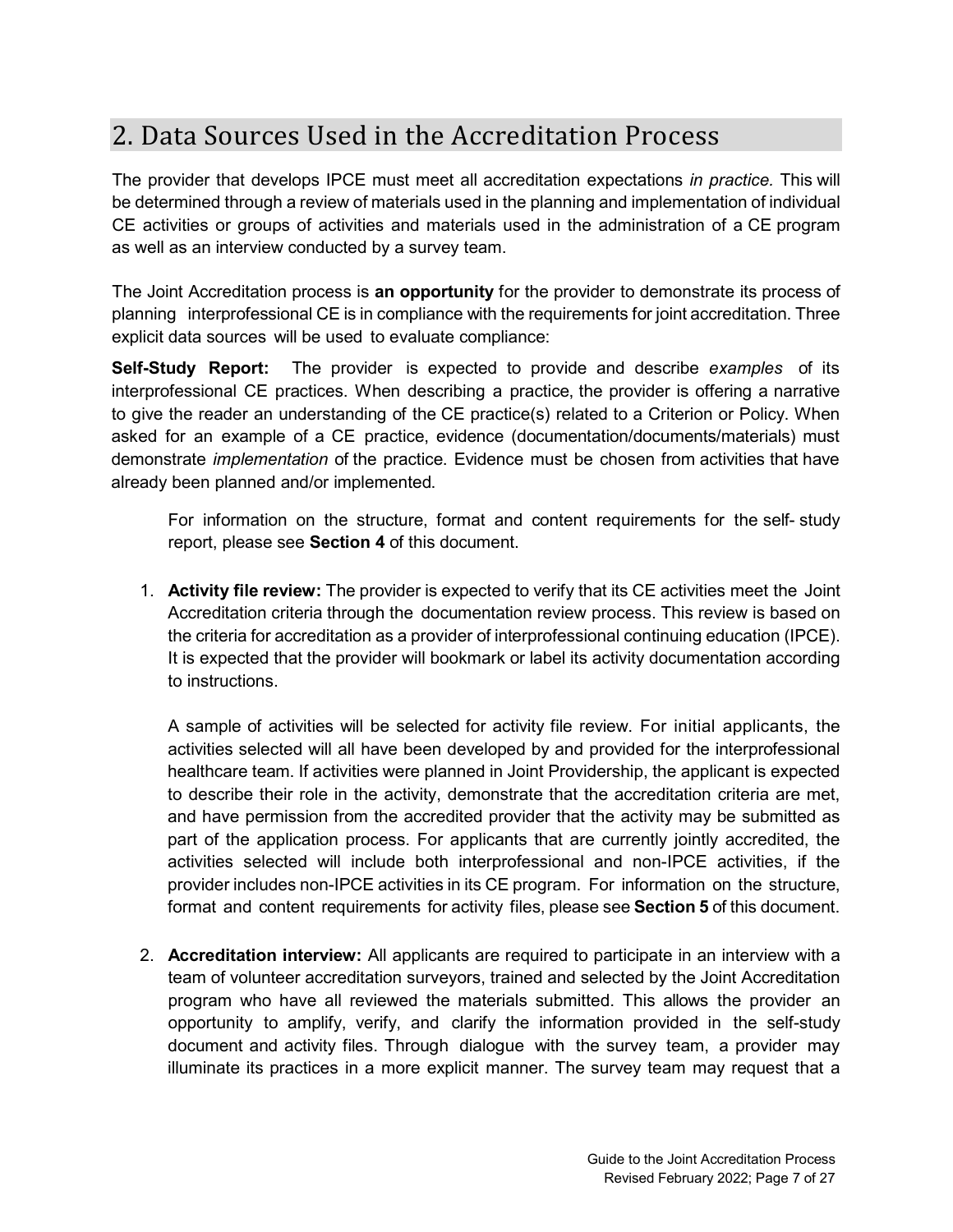## 2. Data Sources Used in the Accreditation Process

The provider that develops IPCE must meet all accreditation expectations *in practice.* This will be determined through a review of materials used in the planning and implementation of individual CE activities or groups of activities and materials used in the administration of a CE program as well as an interview conducted by a survey team.

The Joint Accreditation process is **an opportunity** for the provider to demonstrate its process of planning interprofessional CE is in compliance with the requirements for joint accreditation. Three explicit data sources will be used to evaluate compliance:

**Self-Study Report:** The provider is expected to provide and describe *examples* of its interprofessional CE practices. When describing a practice, the provider is offering a narrative to give the reader an understanding of the CE practice(s) related to a Criterion or Policy. When asked for an example of a CE practice, evidence (documentation/documents/materials) must demonstrate *implementation* of the practice. Evidence must be chosen from activities that have already been planned and/or implemented.

For information on the structure, format and content requirements for the self- study report, please see **Section 4** of this document.

1. **Activity file review:** The provider is expected to verify that its CE activities meet the Joint Accreditation criteria through the documentation review process. This review is based on the criteria for accreditation as a provider of interprofessional continuing education (IPCE). It is expected that the provider will bookmark or label its activity documentation according to instructions.

   A sample of activities will be selected for activity file review. For initial applicants, the activities selected will all have been developed by and provided for the interprofessional healthcare team. If activities were planned in Joint Providership, the applicant is expected to describe their role in the activity, demonstrate that the accreditation criteria are met, and have permission from the accredited provider that the activity may be submitted as part of the application process. For applicants that are currently jointly accredited, the activities selected will include both interprofessional and non-IPCE activities, if the provider includes non-IPCE activities in its CE program. For information on the structure, format and content requirements for activity files, please see **Section 5** of this document.

2. **Accreditation interview:** All applicants are required to participate in an interview with a team of volunteer accreditation surveyors, trained and selected by the Joint Accreditation program who have all reviewed the materials submitted. This allows the provider an opportunity to amplify, verify, and clarify the information provided in the self-study document and activity files. Through dialogue with the survey team, a provider may illuminate its practices in a more explicit manner. The survey team may request that a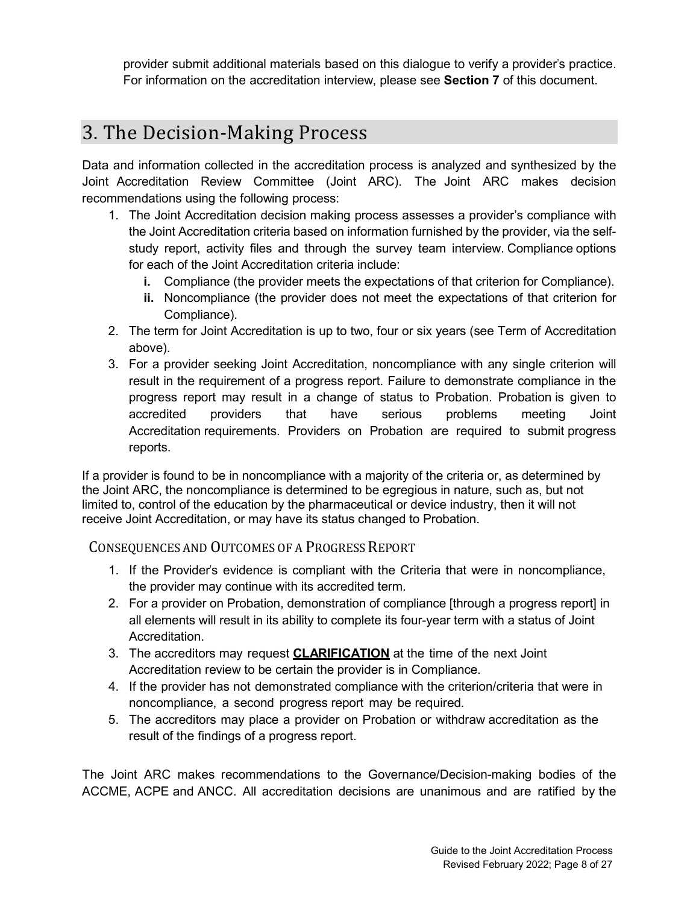provider submit additional materials based on this dialogue to verify a provider's practice. For information on the accreditation interview, please see **Section 7** of this document.

## 3. The Decision-Making Process

Data and information collected in the accreditation process is analyzed and synthesized by the Joint Accreditation Review Committee (Joint ARC). The Joint ARC makes decision recommendations using the following process:

1. The Joint Accreditation decision making process assesses a provider's compliance with the Joint Accreditation criteria based on information furnished by the provider, via the self-study report, activity files and through the survey team interview. Compliance options for each of the Joint Accreditation criteria include:
   - **i.** Compliance (the provider meets the expectations of that criterion for Compliance).
   - **ii.** Noncompliance (the provider does not meet the expectations of that criterion for Compliance).
2. The term for Joint Accreditation is up to two, four or six years (see Term of Accreditation above).
3. For a provider seeking Joint Accreditation, noncompliance with any single criterion will result in the requirement of a progress report. Failure to demonstrate compliance in the progress report may result in a change of status to Probation. Probation is given to accredited providers that have serious problems meeting Joint Accreditation requirements. Providers on Probation are required to submit progress reports.

If a provider is found to be in noncompliance with a majority of the criteria or, as determined by the Joint ARC, the noncompliance is determined to be egregious in nature, such as, but not limited to, control of the education by the pharmaceutical or device industry, then it will not receive Joint Accreditation, or may have its status changed to Probation.

### Consequences and Outcomes of a Progress Report

1. If the Provider's evidence is compliant with the Criteria that were in noncompliance, the provider may continue with its accredited term.
2. For a provider on Probation, demonstration of compliance [through a progress report] in all elements will result in its ability to complete its four-year term with a status of Joint Accreditation.
3. The accreditors may request **CLARIFICATION** at the time of the next Joint Accreditation review to be certain the provider is in Compliance.
4. If the provider has not demonstrated compliance with the criterion/criteria that were in noncompliance, a second progress report may be required.
5. The accreditors may place a provider on Probation or withdraw accreditation as the result of the findings of a progress report.

The Joint ARC makes recommendations to the Governance/Decision-making bodies of the ACCME, ACPE and ANCC. All accreditation decisions are unanimous and are ratified by the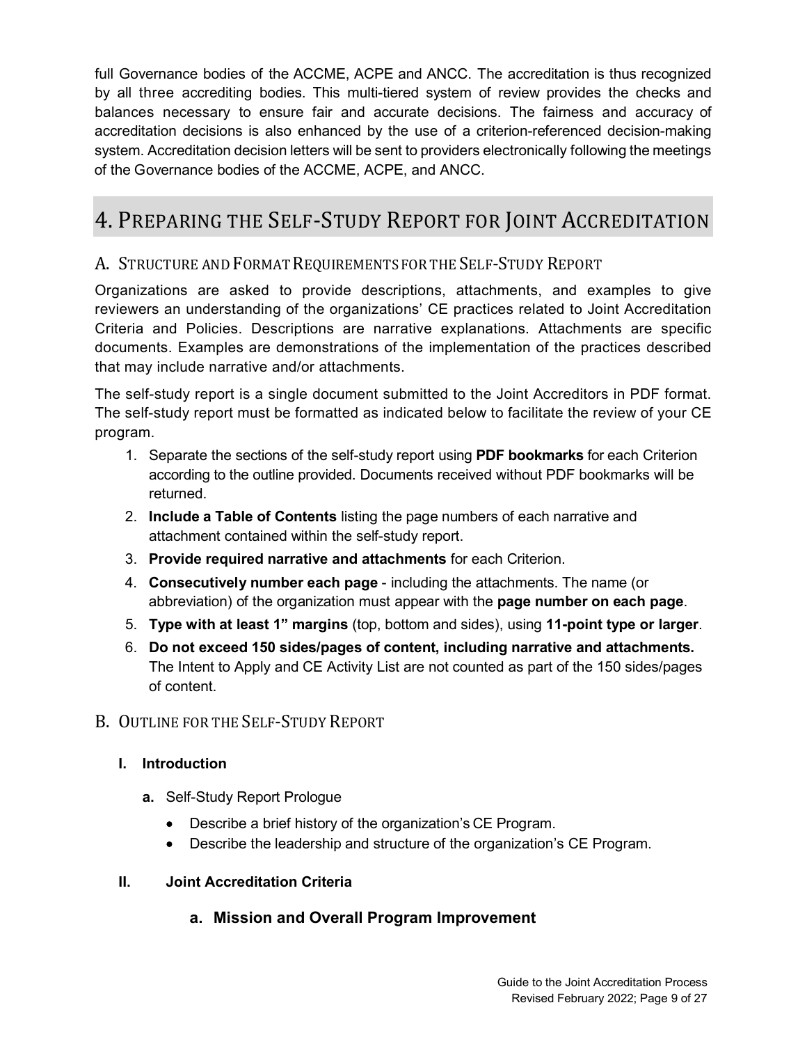full Governance bodies of the ACCME, ACPE and ANCC. The accreditation is thus recognized by all three accrediting bodies. This multi-tiered system of review provides the checks and balances necessary to ensure fair and accurate decisions. The fairness and accuracy of accreditation decisions is also enhanced by the use of a criterion-referenced decision-making system. Accreditation decision letters will be sent to providers electronically following the meetings of the Governance bodies of the ACCME, ACPE, and ANCC.

# 4. Preparing the Self-Study Report for Joint Accreditation

## A. Structure and Format Requirements for the Self-Study Report

Organizations are asked to provide descriptions, attachments, and examples to give reviewers an understanding of the organizations' CE practices related to Joint Accreditation Criteria and Policies. Descriptions are narrative explanations. Attachments are specific documents. Examples are demonstrations of the implementation of the practices described that may include narrative and/or attachments.

The self-study report is a single document submitted to the Joint Accreditors in PDF format. The self-study report must be formatted as indicated below to facilitate the review of your CE program.

1. Separate the sections of the self-study report using **PDF bookmarks** for each Criterion according to the outline provided. Documents received without PDF bookmarks will be returned.
2. **Include a Table of Contents** listing the page numbers of each narrative and attachment contained within the self-study report.
3. **Provide required narrative and attachments** for each Criterion.
4. **Consecutively number each page** - including the attachments. The name (or abbreviation) of the organization must appear with the **page number on each page**.
5. **Type with at least 1" margins** (top, bottom and sides), using **11-point type or larger**.
6. **Do not exceed 150 sides/pages of content, including narrative and attachments.** The Intent to Apply and CE Activity List are not counted as part of the 150 sides/pages of content.

## B. Outline for the Self-Study Report

**I. Introduction**

**a.** Self-Study Report Prologue

- Describe a brief history of the organization's CE Program.
- Describe the leadership and structure of the organization's CE Program.

**II. Joint Accreditation Criteria**

**a. Mission and Overall Program Improvement**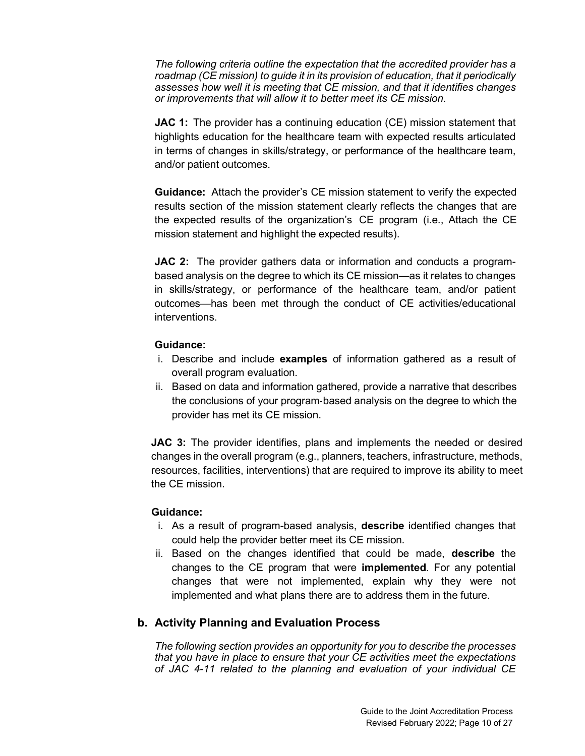*The following criteria outline the expectation that the accredited provider has a roadmap (CE mission) to guide it in its provision of education, that it periodically assesses how well it is meeting that CE mission, and that it identifies changes or improvements that will allow it to better meet its CE mission.*

**JAC 1:** The provider has a continuing education (CE) mission statement that highlights education for the healthcare team with expected results articulated in terms of changes in skills/strategy, or performance of the healthcare team, and/or patient outcomes.

**Guidance:** Attach the provider's CE mission statement to verify the expected results section of the mission statement clearly reflects the changes that are the expected results of the organization's CE program (i.e., Attach the CE mission statement and highlight the expected results).

**JAC 2:** The provider gathers data or information and conducts a program-based analysis on the degree to which its CE mission—as it relates to changes in skills/strategy, or performance of the healthcare team, and/or patient outcomes—has been met through the conduct of CE activities/educational interventions.

**Guidance:**

i. Describe and include **examples** of information gathered as a result of overall program evaluation.
ii. Based on data and information gathered, provide a narrative that describes the conclusions of your program-based analysis on the degree to which the provider has met its CE mission.

**JAC 3:** The provider identifies, plans and implements the needed or desired changes in the overall program (e.g., planners, teachers, infrastructure, methods, resources, facilities, interventions) that are required to improve its ability to meet the CE mission.

**Guidance:**

i. As a result of program-based analysis, **describe** identified changes that could help the provider better meet its CE mission.
ii. Based on the changes identified that could be made, **describe** the changes to the CE program that were **implemented**. For any potential changes that were not implemented, explain why they were not implemented and what plans there are to address them in the future.

## b. Activity Planning and Evaluation Process

*The following section provides an opportunity for you to describe the processes that you have in place to ensure that your CE activities meet the expectations of JAC 4-11 related to the planning and evaluation of your individual CE*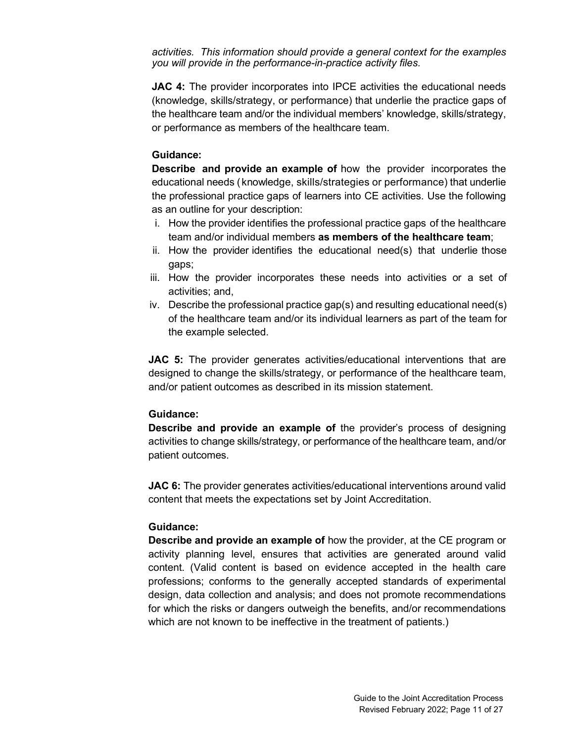*activities. This information should provide a general context for the examples you will provide in the performance-in-practice activity files.*

**JAC 4:** The provider incorporates into IPCE activities the educational needs (knowledge, skills/strategy, or performance) that underlie the practice gaps of the healthcare team and/or the individual members' knowledge, skills/strategy, or performance as members of the healthcare team.

**Guidance:**
**Describe and provide an example of** how the provider incorporates the educational needs (knowledge, skills/strategies or performance) that underlie the professional practice gaps of learners into CE activities. Use the following as an outline for your description:

i. How the provider identifies the professional practice gaps of the healthcare team and/or individual members **as members of the healthcare team**;
ii. How the provider identifies the educational need(s) that underlie those gaps;
iii. How the provider incorporates these needs into activities or a set of activities; and,
iv. Describe the professional practice gap(s) and resulting educational need(s) of the healthcare team and/or its individual learners as part of the team for the example selected.

**JAC 5:** The provider generates activities/educational interventions that are designed to change the skills/strategy, or performance of the healthcare team, and/or patient outcomes as described in its mission statement.

**Guidance:**
**Describe and provide an example of** the provider's process of designing activities to change skills/strategy, or performance of the healthcare team, and/or patient outcomes.

**JAC 6:** The provider generates activities/educational interventions around valid content that meets the expectations set by Joint Accreditation.

**Guidance:**
**Describe and provide an example of** how the provider, at the CE program or activity planning level, ensures that activities are generated around valid content. (Valid content is based on evidence accepted in the health care professions; conforms to the generally accepted standards of experimental design, data collection and analysis; and does not promote recommendations for which the risks or dangers outweigh the benefits, and/or recommendations which are not known to be ineffective in the treatment of patients.)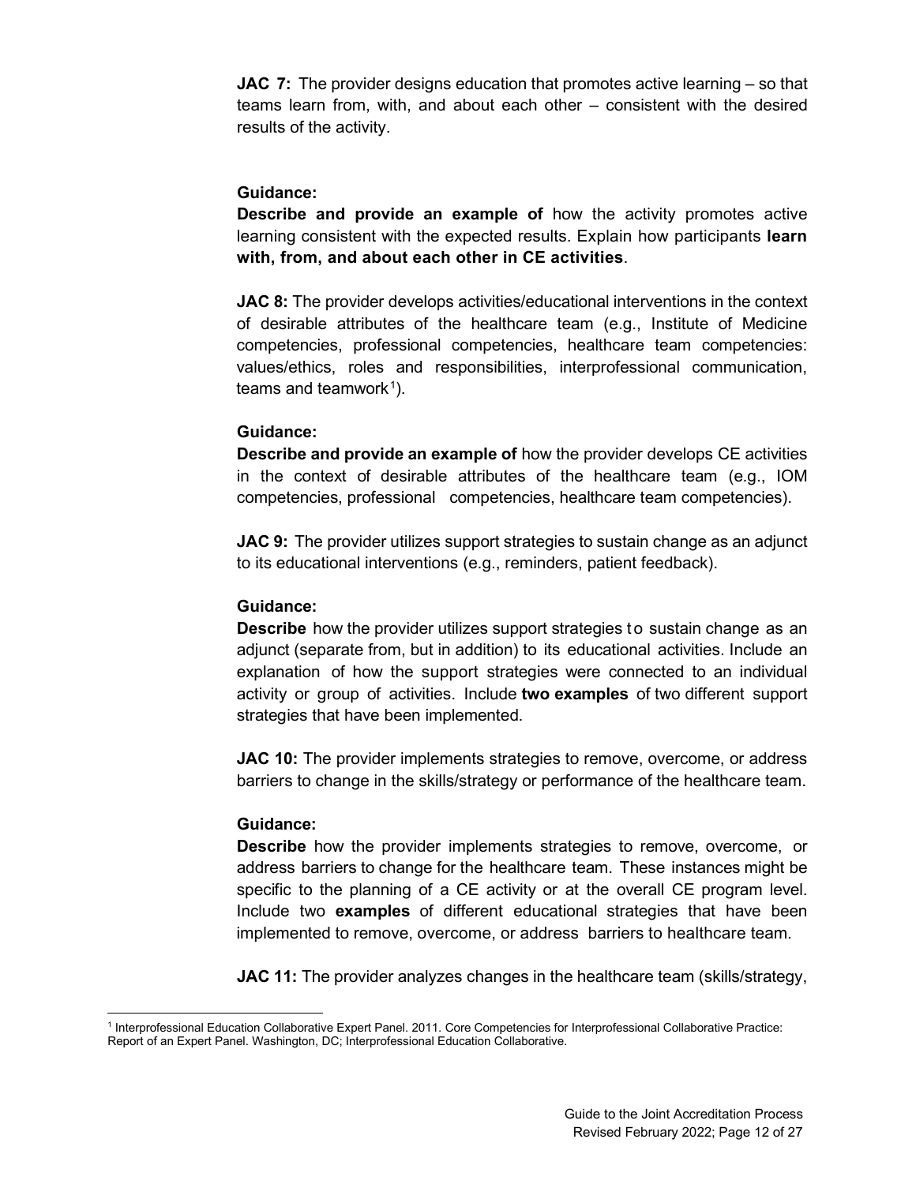**JAC 7:** The provider designs education that promotes active learning – so that teams learn from, with, and about each other – consistent with the desired results of the activity.

**Guidance:**
**Describe and provide an example of** how the activity promotes active learning consistent with the expected results. Explain how participants **learn with, from, and about each other in CE activities**.

**JAC 8:** The provider develops activities/educational interventions in the context of desirable attributes of the healthcare team (e.g., Institute of Medicine competencies, professional competencies, healthcare team competencies: values/ethics, roles and responsibilities, interprofessional communication, teams and teamwork[1]).

**Guidance:**
**Describe and provide an example of** how the provider develops CE activities in the context of desirable attributes of the healthcare team (e.g., IOM competencies, professional competencies, healthcare team competencies).

**JAC 9:** The provider utilizes support strategies to sustain change as an adjunct to its educational interventions (e.g., reminders, patient feedback).

**Guidance:**
**Describe** how the provider utilizes support strategies to sustain change as an adjunct (separate from, but in addition) to its educational activities. Include an explanation of how the support strategies were connected to an individual activity or group of activities. Include **two examples** of two different support strategies that have been implemented.

**JAC 10:** The provider implements strategies to remove, overcome, or address barriers to change in the skills/strategy or performance of the healthcare team.

**Guidance:**
**Describe** how the provider implements strategies to remove, overcome, or address barriers to change for the healthcare team. These instances might be specific to the planning of a CE activity or at the overall CE program level. Include two **examples** of different educational strategies that have been implemented to remove, overcome, or address barriers to healthcare team.

**JAC 11:** The provider analyzes changes in the healthcare team (skills/strategy,

---

[1] Interprofessional Education Collaborative Expert Panel. 2011. Core Competencies for Interprofessional Collaborative Practice: Report of an Expert Panel. Washington, DC; Interprofessional Education Collaborative.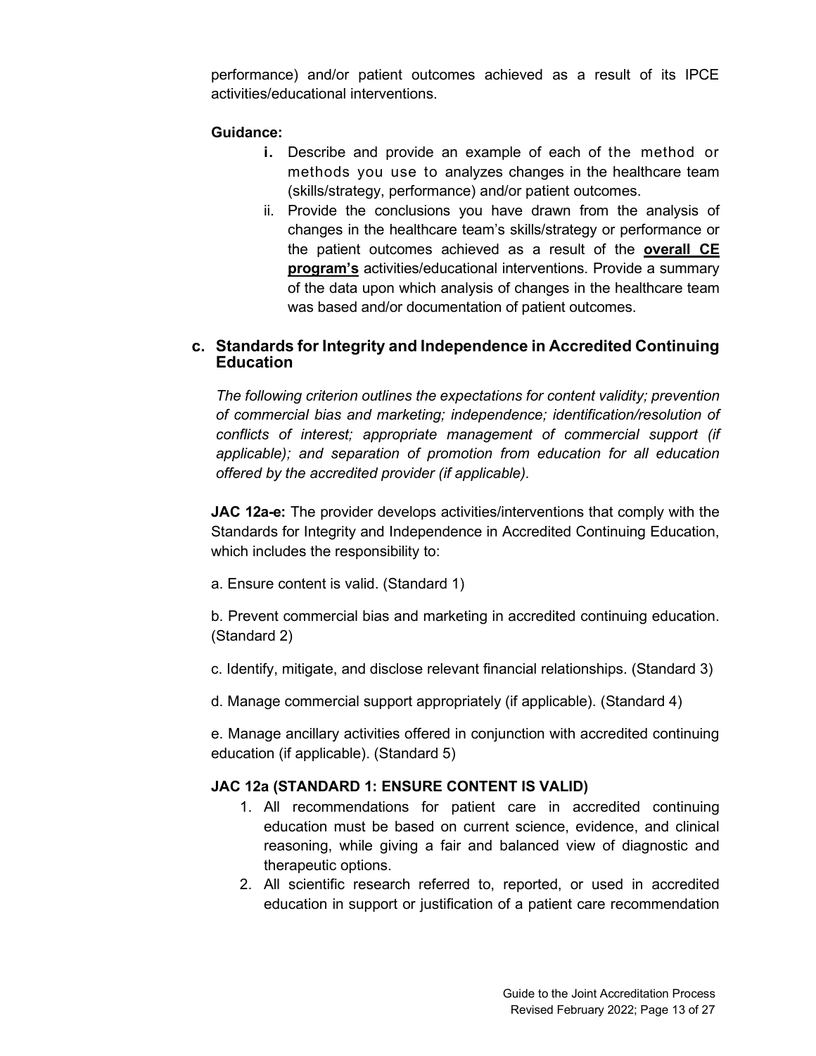performance) and/or patient outcomes achieved as a result of its IPCE activities/educational interventions.

**Guidance:**

i. Describe and provide an example of each of the method or methods you use to analyzes changes in the healthcare team (skills/strategy, performance) and/or patient outcomes.
ii. Provide the conclusions you have drawn from the analysis of changes in the healthcare team's skills/strategy or performance or the patient outcomes achieved as a result of the **overall CE program's** activities/educational interventions. Provide a summary of the data upon which analysis of changes in the healthcare team was based and/or documentation of patient outcomes.

### c. Standards for Integrity and Independence in Accredited Continuing Education

*The following criterion outlines the expectations for content validity; prevention of commercial bias and marketing; independence; identification/resolution of conflicts of interest; appropriate management of commercial support (if applicable); and separation of promotion from education for all education offered by the accredited provider (if applicable).*

**JAC 12a-e:** The provider develops activities/interventions that comply with the Standards for Integrity and Independence in Accredited Continuing Education, which includes the responsibility to:

a. Ensure content is valid. (Standard 1)

b. Prevent commercial bias and marketing in accredited continuing education. (Standard 2)

c. Identify, mitigate, and disclose relevant financial relationships. (Standard 3)

d. Manage commercial support appropriately (if applicable). (Standard 4)

e. Manage ancillary activities offered in conjunction with accredited continuing education (if applicable). (Standard 5)

**JAC 12a (STANDARD 1: ENSURE CONTENT IS VALID)**

1. All recommendations for patient care in accredited continuing education must be based on current science, evidence, and clinical reasoning, while giving a fair and balanced view of diagnostic and therapeutic options.
2. All scientific research referred to, reported, or used in accredited education in support or justification of a patient care recommendation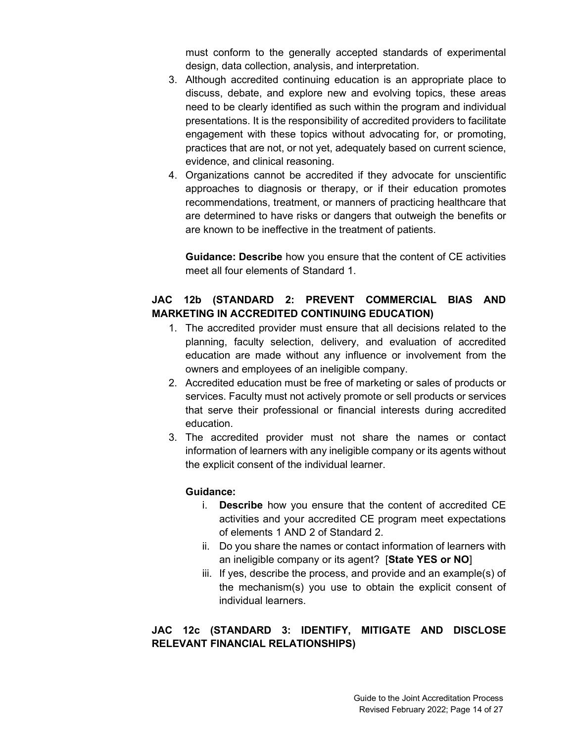must conform to the generally accepted standards of experimental design, data collection, analysis, and interpretation.

3. Although accredited continuing education is an appropriate place to discuss, debate, and explore new and evolving topics, these areas need to be clearly identified as such within the program and individual presentations. It is the responsibility of accredited providers to facilitate engagement with these topics without advocating for, or promoting, practices that are not, or not yet, adequately based on current science, evidence, and clinical reasoning.
4. Organizations cannot be accredited if they advocate for unscientific approaches to diagnosis or therapy, or if their education promotes recommendations, treatment, or manners of practicing healthcare that are determined to have risks or dangers that outweigh the benefits or are known to be ineffective in the treatment of patients.

   **Guidance: Describe** how you ensure that the content of CE activities meet all four elements of Standard 1.

### JAC 12b (STANDARD 2: PREVENT COMMERCIAL BIAS AND MARKETING IN ACCREDITED CONTINUING EDUCATION)

1. The accredited provider must ensure that all decisions related to the planning, faculty selection, delivery, and evaluation of accredited education are made without any influence or involvement from the owners and employees of an ineligible company.
2. Accredited education must be free of marketing or sales of products or services. Faculty must not actively promote or sell products or services that serve their professional or financial interests during accredited education.
3. The accredited provider must not share the names or contact information of learners with any ineligible company or its agents without the explicit consent of the individual learner.

   **Guidance:**

   i. **Describe** how you ensure that the content of accredited CE activities and your accredited CE program meet expectations of elements 1 AND 2 of Standard 2.
   ii. Do you share the names or contact information of learners with an ineligible company or its agent? [**State YES or NO**]
   iii. If yes, describe the process, and provide and an example(s) of the mechanism(s) you use to obtain the explicit consent of individual learners.

### JAC 12c (STANDARD 3: IDENTIFY, MITIGATE AND DISCLOSE RELEVANT FINANCIAL RELATIONSHIPS)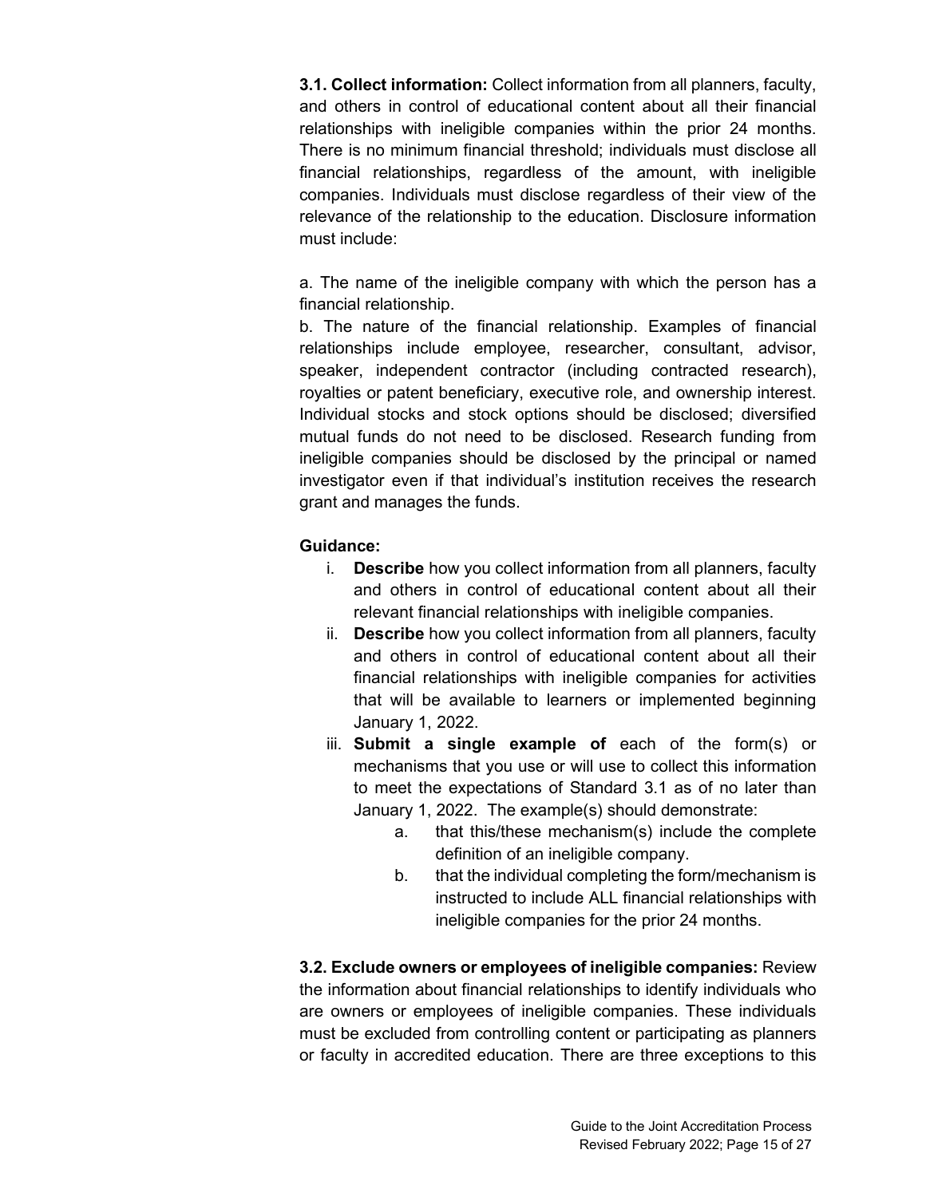**3.1. Collect information:** Collect information from all planners, faculty, and others in control of educational content about all their financial relationships with ineligible companies within the prior 24 months. There is no minimum financial threshold; individuals must disclose all financial relationships, regardless of the amount, with ineligible companies. Individuals must disclose regardless of their view of the relevance of the relationship to the education. Disclosure information must include:

a. The name of the ineligible company with which the person has a financial relationship.
b. The nature of the financial relationship. Examples of financial relationships include employee, researcher, consultant, advisor, speaker, independent contractor (including contracted research), royalties or patent beneficiary, executive role, and ownership interest. Individual stocks and stock options should be disclosed; diversified mutual funds do not need to be disclosed. Research funding from ineligible companies should be disclosed by the principal or named investigator even if that individual's institution receives the research grant and manages the funds.

**Guidance:**

i. **Describe** how you collect information from all planners, faculty and others in control of educational content about all their relevant financial relationships with ineligible companies.
ii. **Describe** how you collect information from all planners, faculty and others in control of educational content about all their financial relationships with ineligible companies for activities that will be available to learners or implemented beginning January 1, 2022.
iii. **Submit a single example of** each of the form(s) or mechanisms that you use or will use to collect this information to meet the expectations of Standard 3.1 as of no later than January 1, 2022. The example(s) should demonstrate:
    a. that this/these mechanism(s) include the complete definition of an ineligible company.
    b. that the individual completing the form/mechanism is instructed to include ALL financial relationships with ineligible companies for the prior 24 months.

**3.2. Exclude owners or employees of ineligible companies:** Review the information about financial relationships to identify individuals who are owners or employees of ineligible companies. These individuals must be excluded from controlling content or participating as planners or faculty in accredited education. There are three exceptions to this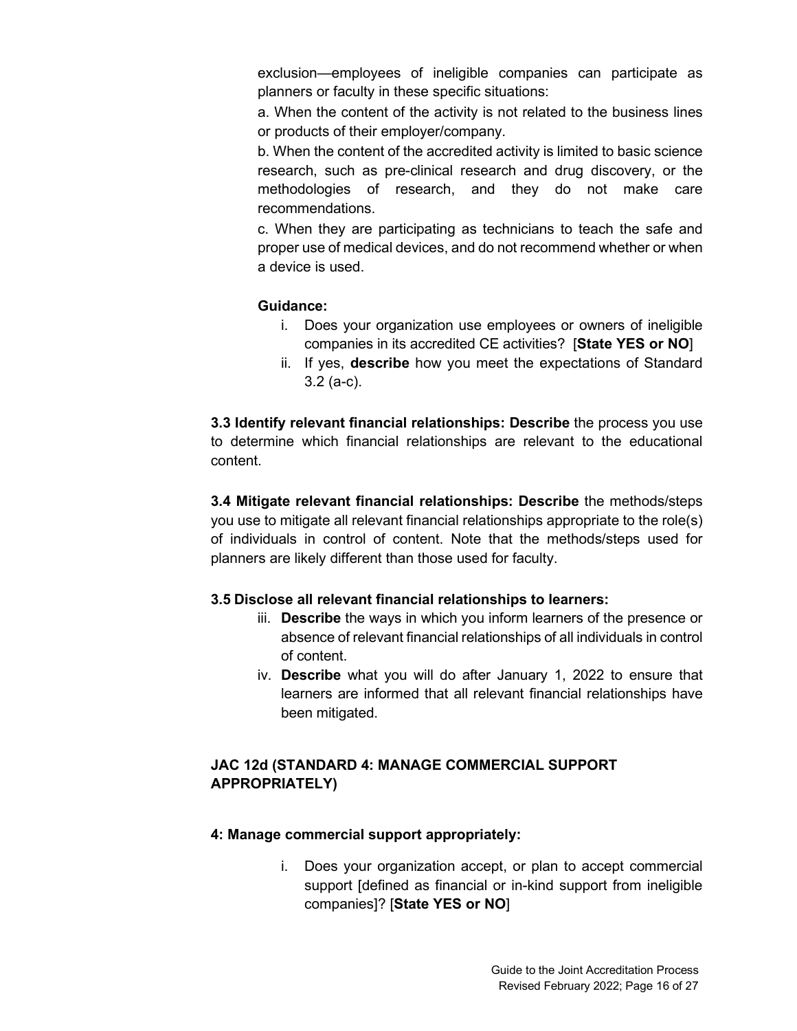exclusion—employees of ineligible companies can participate as planners or faculty in these specific situations:

a. When the content of the activity is not related to the business lines or products of their employer/company.

b. When the content of the accredited activity is limited to basic science research, such as pre-clinical research and drug discovery, or the methodologies of research, and they do not make care recommendations.

c. When they are participating as technicians to teach the safe and proper use of medical devices, and do not recommend whether or when a device is used.

**Guidance:**

i. Does your organization use employees or owners of ineligible companies in its accredited CE activities? [**State YES or NO**]

ii. If yes, **describe** how you meet the expectations of Standard 3.2 (a-c).

**3.3 Identify relevant financial relationships: Describe** the process you use to determine which financial relationships are relevant to the educational content.

**3.4 Mitigate relevant financial relationships: Describe** the methods/steps you use to mitigate all relevant financial relationships appropriate to the role(s) of individuals in control of content. Note that the methods/steps used for planners are likely different than those used for faculty.

**3.5 Disclose all relevant financial relationships to learners:**

iii. **Describe** the ways in which you inform learners of the presence or absence of relevant financial relationships of all individuals in control of content.

iv. **Describe** what you will do after January 1, 2022 to ensure that learners are informed that all relevant financial relationships have been mitigated.

## JAC 12d (STANDARD 4: MANAGE COMMERCIAL SUPPORT APPROPRIATELY)

**4: Manage commercial support appropriately:**

i. Does your organization accept, or plan to accept commercial support [defined as financial or in-kind support from ineligible companies]? [**State YES or NO**]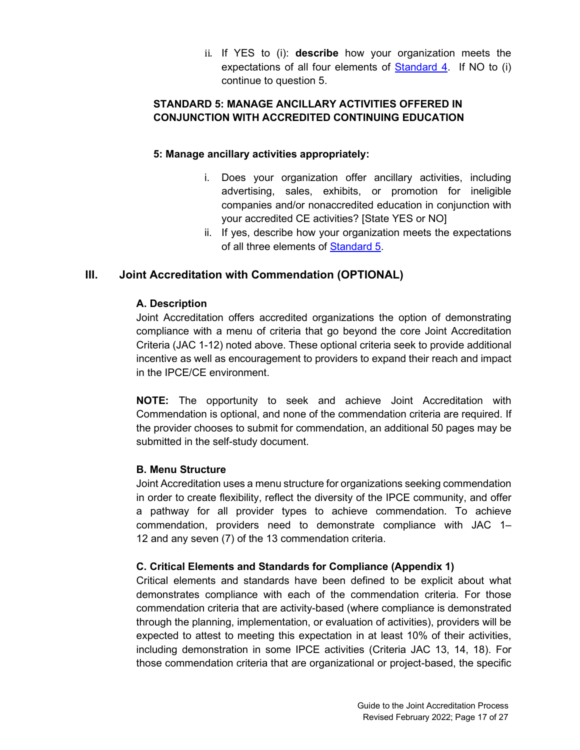ii. If YES to (i): **describe** how your organization meets the expectations of all four elements of Standard 4. If NO to (i) continue to question 5.

**STANDARD 5: MANAGE ANCILLARY ACTIVITIES OFFERED IN CONJUNCTION WITH ACCREDITED CONTINUING EDUCATION**

**5: Manage ancillary activities appropriately:**

i. Does your organization offer ancillary activities, including advertising, sales, exhibits, or promotion for ineligible companies and/or nonaccredited education in conjunction with your accredited CE activities? [State YES or NO]
ii. If yes, describe how your organization meets the expectations of all three elements of Standard 5.

## III. Joint Accreditation with Commendation (OPTIONAL)

### A. Description

Joint Accreditation offers accredited organizations the option of demonstrating compliance with a menu of criteria that go beyond the core Joint Accreditation Criteria (JAC 1-12) noted above. These optional criteria seek to provide additional incentive as well as encouragement to providers to expand their reach and impact in the IPCE/CE environment.

**NOTE:** The opportunity to seek and achieve Joint Accreditation with Commendation is optional, and none of the commendation criteria are required. If the provider chooses to submit for commendation, an additional 50 pages may be submitted in the self-study document.

### B. Menu Structure

Joint Accreditation uses a menu structure for organizations seeking commendation in order to create flexibility, reflect the diversity of the IPCE community, and offer a pathway for all provider types to achieve commendation. To achieve commendation, providers need to demonstrate compliance with JAC 1–12 and any seven (7) of the 13 commendation criteria.

### C. Critical Elements and Standards for Compliance (Appendix 1)

Critical elements and standards have been defined to be explicit about what demonstrates compliance with each of the commendation criteria. For those commendation criteria that are activity-based (where compliance is demonstrated through the planning, implementation, or evaluation of activities), providers will be expected to attest to meeting this expectation in at least 10% of their activities, including demonstration in some IPCE activities (Criteria JAC 13, 14, 18). For those commendation criteria that are organizational or project-based, the specific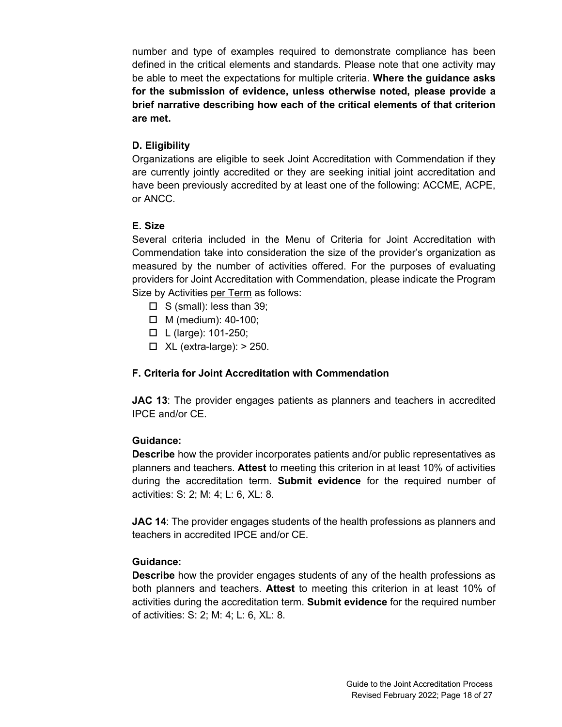number and type of examples required to demonstrate compliance has been defined in the critical elements and standards. Please note that one activity may be able to meet the expectations for multiple criteria. **Where the guidance asks for the submission of evidence, unless otherwise noted, please provide a brief narrative describing how each of the critical elements of that criterion are met.**

### D. Eligibility

Organizations are eligible to seek Joint Accreditation with Commendation if they are currently jointly accredited or they are seeking initial joint accreditation and have been previously accredited by at least one of the following: ACCME, ACPE, or ANCC.

### E. Size

Several criteria included in the Menu of Criteria for Joint Accreditation with Commendation take into consideration the size of the provider's organization as measured by the number of activities offered. For the purposes of evaluating providers for Joint Accreditation with Commendation, please indicate the Program Size by Activities per Term as follows:

- ☐ S (small): less than 39;
- ☐ M (medium): 40-100;
- ☐ L (large): 101-250;
- ☐ XL (extra-large): > 250.

### F. Criteria for Joint Accreditation with Commendation

**JAC 13**: The provider engages patients as planners and teachers in accredited IPCE and/or CE.

**Guidance:**
**Describe** how the provider incorporates patients and/or public representatives as planners and teachers. **Attest** to meeting this criterion in at least 10% of activities during the accreditation term. **Submit evidence** for the required number of activities: S: 2; M: 4; L: 6, XL: 8.

**JAC 14**: The provider engages students of the health professions as planners and teachers in accredited IPCE and/or CE.

**Guidance:**
**Describe** how the provider engages students of any of the health professions as both planners and teachers. **Attest** to meeting this criterion in at least 10% of activities during the accreditation term. **Submit evidence** for the required number of activities: S: 2; M: 4; L: 6, XL: 8.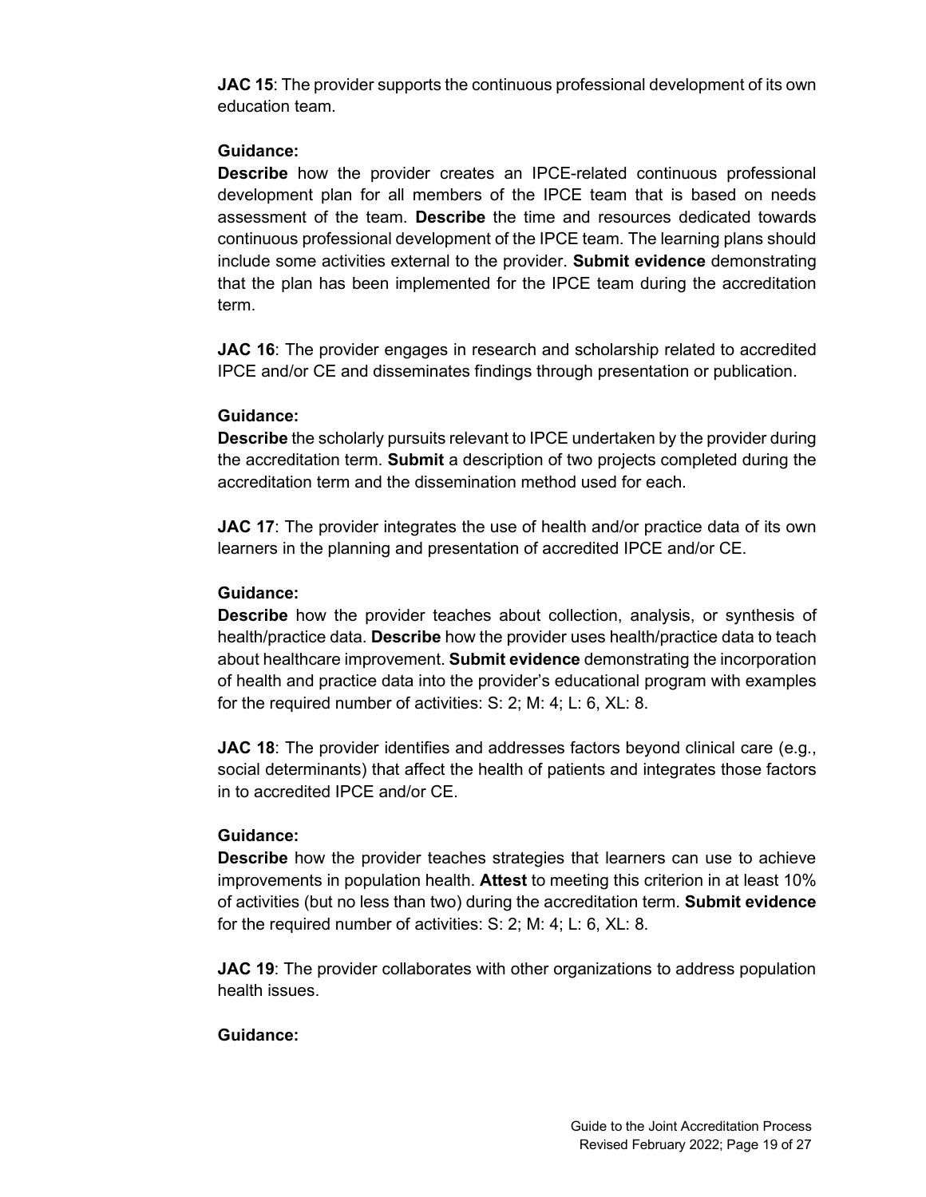**JAC 15**: The provider supports the continuous professional development of its own education team.

**Guidance:**
**Describe** how the provider creates an IPCE-related continuous professional development plan for all members of the IPCE team that is based on needs assessment of the team. **Describe** the time and resources dedicated towards continuous professional development of the IPCE team. The learning plans should include some activities external to the provider. **Submit evidence** demonstrating that the plan has been implemented for the IPCE team during the accreditation term.

**JAC 16**: The provider engages in research and scholarship related to accredited IPCE and/or CE and disseminates findings through presentation or publication.

**Guidance:**
**Describe** the scholarly pursuits relevant to IPCE undertaken by the provider during the accreditation term. **Submit** a description of two projects completed during the accreditation term and the dissemination method used for each.

**JAC 17**: The provider integrates the use of health and/or practice data of its own learners in the planning and presentation of accredited IPCE and/or CE.

**Guidance:**
**Describe** how the provider teaches about collection, analysis, or synthesis of health/practice data. **Describe** how the provider uses health/practice data to teach about healthcare improvement. **Submit evidence** demonstrating the incorporation of health and practice data into the provider's educational program with examples for the required number of activities: S: 2; M: 4; L: 6, XL: 8.

**JAC 18**: The provider identifies and addresses factors beyond clinical care (e.g., social determinants) that affect the health of patients and integrates those factors in to accredited IPCE and/or CE.

**Guidance:**
**Describe** how the provider teaches strategies that learners can use to achieve improvements in population health. **Attest** to meeting this criterion in at least 10% of activities (but no less than two) during the accreditation term. **Submit evidence** for the required number of activities: S: 2; M: 4; L: 6, XL: 8.

**JAC 19**: The provider collaborates with other organizations to address population health issues.

**Guidance:**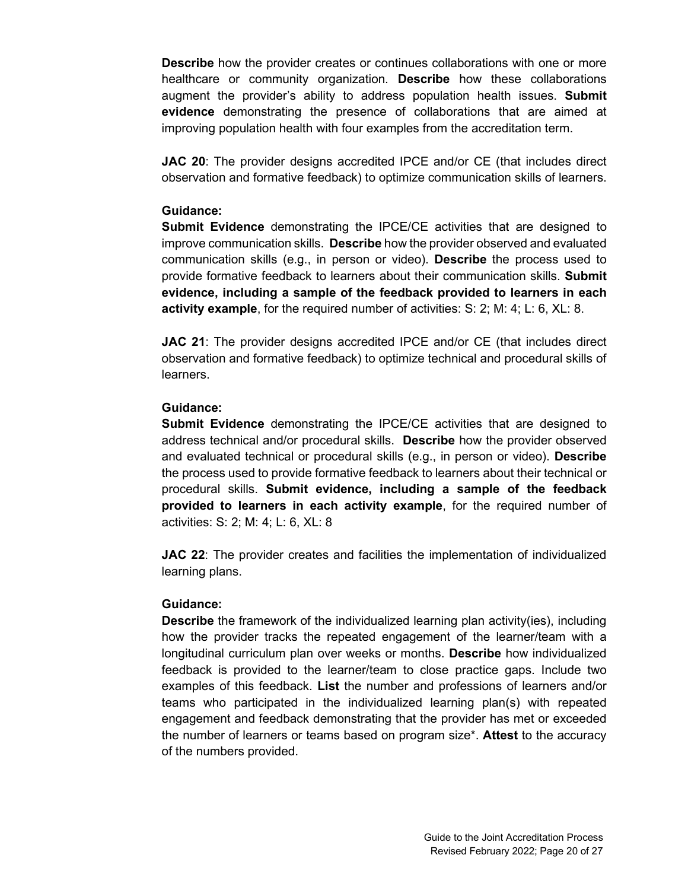**Describe** how the provider creates or continues collaborations with one or more healthcare or community organization. **Describe** how these collaborations augment the provider's ability to address population health issues. **Submit evidence** demonstrating the presence of collaborations that are aimed at improving population health with four examples from the accreditation term.

**JAC 20**: The provider designs accredited IPCE and/or CE (that includes direct observation and formative feedback) to optimize communication skills of learners.

**Guidance:**
**Submit Evidence** demonstrating the IPCE/CE activities that are designed to improve communication skills. **Describe** how the provider observed and evaluated communication skills (e.g., in person or video). **Describe** the process used to provide formative feedback to learners about their communication skills. **Submit evidence, including a sample of the feedback provided to learners in each activity example**, for the required number of activities: S: 2; M: 4; L: 6, XL: 8.

**JAC 21**: The provider designs accredited IPCE and/or CE (that includes direct observation and formative feedback) to optimize technical and procedural skills of learners.

**Guidance:**
**Submit Evidence** demonstrating the IPCE/CE activities that are designed to address technical and/or procedural skills. **Describe** how the provider observed and evaluated technical or procedural skills (e.g., in person or video). **Describe** the process used to provide formative feedback to learners about their technical or procedural skills. **Submit evidence, including a sample of the feedback provided to learners in each activity example**, for the required number of activities: S: 2; M: 4; L: 6, XL: 8

**JAC 22**: The provider creates and facilities the implementation of individualized learning plans.

**Guidance:**
**Describe** the framework of the individualized learning plan activity(ies), including how the provider tracks the repeated engagement of the learner/team with a longitudinal curriculum plan over weeks or months. **Describe** how individualized feedback is provided to the learner/team to close practice gaps. Include two examples of this feedback. **List** the number and professions of learners and/or teams who participated in the individualized learning plan(s) with repeated engagement and feedback demonstrating that the provider has met or exceeded the number of learners or teams based on program size*. **Attest** to the accuracy of the numbers provided.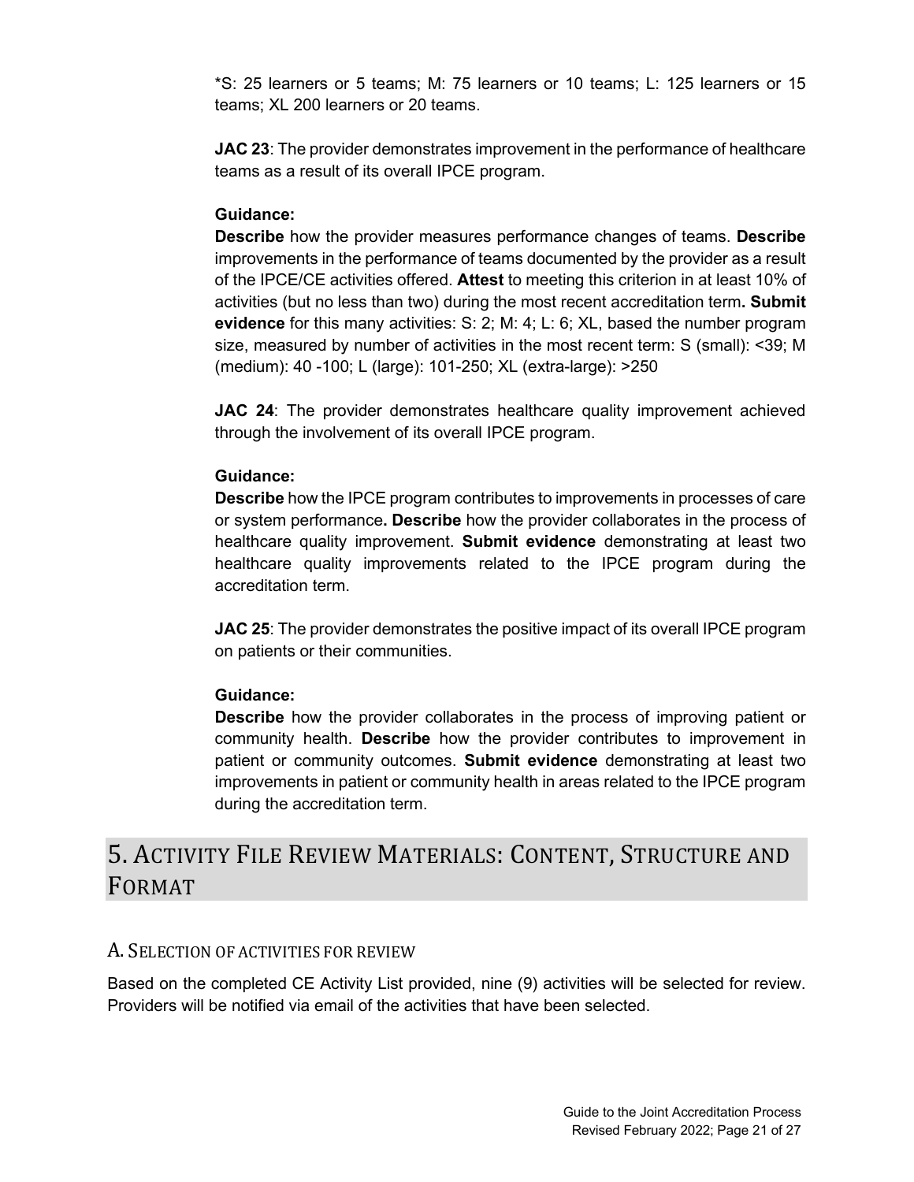*S: 25 learners or 5 teams; M: 75 learners or 10 teams; L: 125 learners or 15 teams; XL 200 learners or 20 teams.

**JAC 23**: The provider demonstrates improvement in the performance of healthcare teams as a result of its overall IPCE program.

**Guidance:**
**Describe** how the provider measures performance changes of teams. **Describe** improvements in the performance of teams documented by the provider as a result of the IPCE/CE activities offered. **Attest** to meeting this criterion in at least 10% of activities (but no less than two) during the most recent accreditation term**. Submit evidence** for this many activities: S: 2; M: 4; L: 6; XL, based the number program size, measured by number of activities in the most recent term: S (small): <39; M (medium): 40 -100; L (large): 101-250; XL (extra-large): >250

**JAC 24**: The provider demonstrates healthcare quality improvement achieved through the involvement of its overall IPCE program.

**Guidance:**
**Describe** how the IPCE program contributes to improvements in processes of care or system performance**. Describe** how the provider collaborates in the process of healthcare quality improvement. **Submit evidence** demonstrating at least two healthcare quality improvements related to the IPCE program during the accreditation term.

**JAC 25**: The provider demonstrates the positive impact of its overall IPCE program on patients or their communities.

**Guidance:**
**Describe** how the provider collaborates in the process of improving patient or community health. **Describe** how the provider contributes to improvement in patient or community outcomes. **Submit evidence** demonstrating at least two improvements in patient or community health in areas related to the IPCE program during the accreditation term.

## 5. Activity File Review Materials: Content, Structure and Format

### A. Selection of activities for review

Based on the completed CE Activity List provided, nine (9) activities will be selected for review. Providers will be notified via email of the activities that have been selected.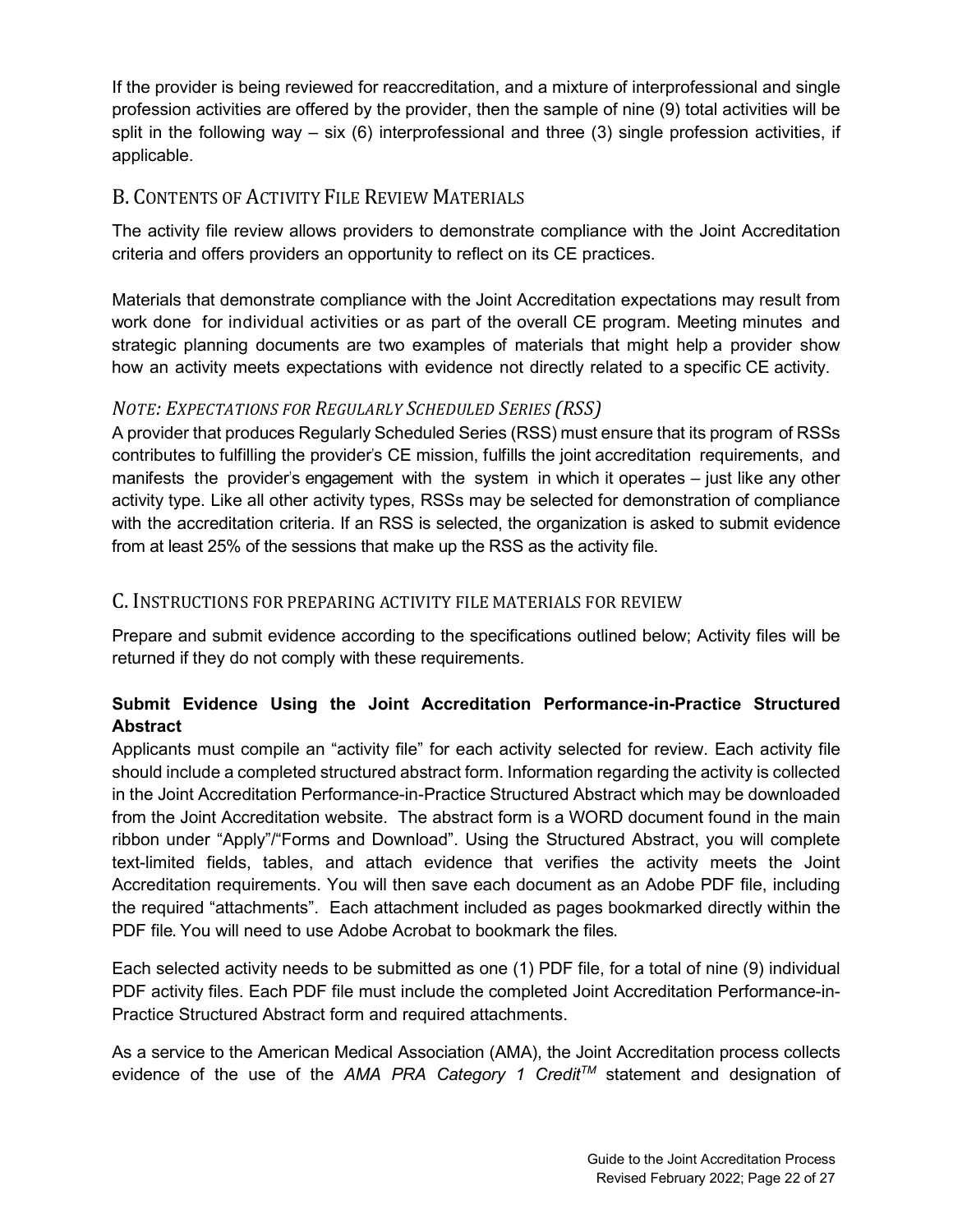If the provider is being reviewed for reaccreditation, and a mixture of interprofessional and single profession activities are offered by the provider, then the sample of nine (9) total activities will be split in the following way – six (6) interprofessional and three (3) single profession activities, if applicable.

## B. Contents of Activity File Review Materials

The activity file review allows providers to demonstrate compliance with the Joint Accreditation criteria and offers providers an opportunity to reflect on its CE practices.

Materials that demonstrate compliance with the Joint Accreditation expectations may result from work done for individual activities or as part of the overall CE program. Meeting minutes and strategic planning documents are two examples of materials that might help a provider show how an activity meets expectations with evidence not directly related to a specific CE activity.

### *Note: Expectations for Regularly Scheduled Series (RSS)*

A provider that produces Regularly Scheduled Series (RSS) must ensure that its program of RSSs contributes to fulfilling the provider's CE mission, fulfills the joint accreditation requirements, and manifests the provider's engagement with the system in which it operates – just like any other activity type. Like all other activity types, RSSs may be selected for demonstration of compliance with the accreditation criteria. If an RSS is selected, the organization is asked to submit evidence from at least 25% of the sessions that make up the RSS as the activity file.

## C. Instructions for Preparing Activity File Materials for Review

Prepare and submit evidence according to the specifications outlined below; Activity files will be returned if they do not comply with these requirements.

**Submit Evidence Using the Joint Accreditation Performance-in-Practice Structured Abstract**

Applicants must compile an "activity file" for each activity selected for review. Each activity file should include a completed structured abstract form. Information regarding the activity is collected in the Joint Accreditation Performance-in-Practice Structured Abstract which may be downloaded from the Joint Accreditation website. The abstract form is a WORD document found in the main ribbon under "Apply"/"Forms and Download". Using the Structured Abstract, you will complete text-limited fields, tables, and attach evidence that verifies the activity meets the Joint Accreditation requirements. You will then save each document as an Adobe PDF file, including the required "attachments". Each attachment included as pages bookmarked directly within the PDF file. You will need to use Adobe Acrobat to bookmark the files.

Each selected activity needs to be submitted as one (1) PDF file, for a total of nine (9) individual PDF activity files. Each PDF file must include the completed Joint Accreditation Performance-in-Practice Structured Abstract form and required attachments.

As a service to the American Medical Association (AMA), the Joint Accreditation process collects evidence of the use of the *AMA PRA Category 1 Credit™* statement and designation of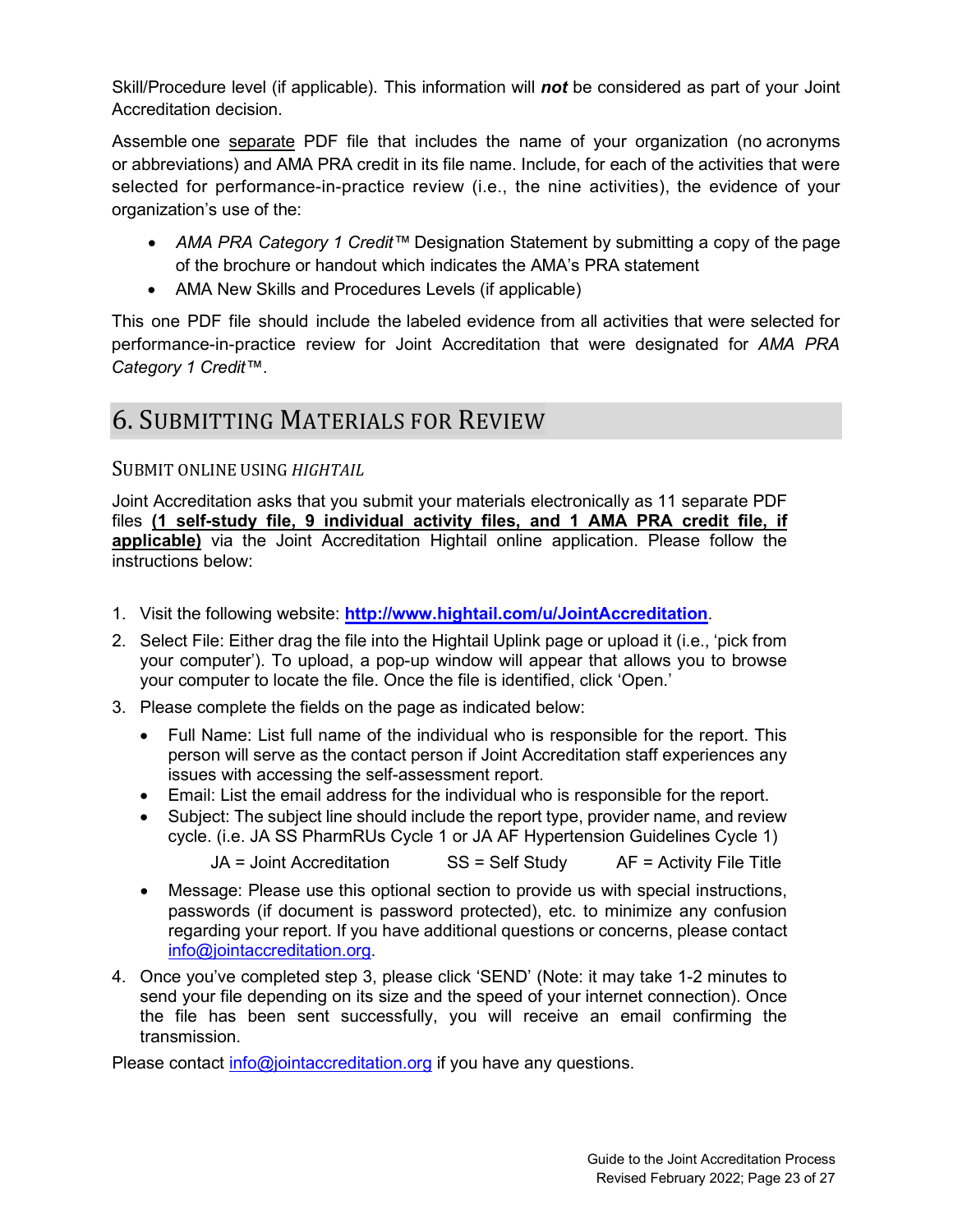Skill/Procedure level (if applicable). This information will ***not*** be considered as part of your Joint Accreditation decision.

Assemble one separate PDF file that includes the name of your organization (no acronyms or abbreviations) and AMA PRA credit in its file name. Include, for each of the activities that were selected for performance-in-practice review (i.e., the nine activities), the evidence of your organization's use of the:

- *AMA PRA Category 1 Credit*™ Designation Statement by submitting a copy of the page of the brochure or handout which indicates the AMA's PRA statement
- AMA New Skills and Procedures Levels (if applicable)

This one PDF file should include the labeled evidence from all activities that were selected for performance-in-practice review for Joint Accreditation that were designated for *AMA PRA Category 1 Credit*™.

## 6. Submitting Materials for Review

### Submit online using *Hightail*

Joint Accreditation asks that you submit your materials electronically as 11 separate PDF files **(1 self-study file, 9 individual activity files, and 1 AMA PRA credit file, if applicable)** via the Joint Accreditation Hightail online application. Please follow the instructions below:

1. Visit the following website: **http://www.hightail.com/u/JointAccreditation**.
2. Select File: Either drag the file into the Hightail Uplink page or upload it (i.e., 'pick from your computer'). To upload, a pop-up window will appear that allows you to browse your computer to locate the file. Once the file is identified, click 'Open.'
3. Please complete the fields on the page as indicated below:
   - Full Name: List full name of the individual who is responsible for the report. This person will serve as the contact person if Joint Accreditation staff experiences any issues with accessing the self-assessment report.
   - Email: List the email address for the individual who is responsible for the report.
   - Subject: The subject line should include the report type, provider name, and review cycle. (i.e. JA SS PharmRUs Cycle 1 or JA AF Hypertension Guidelines Cycle 1)

     JA = Joint Accreditation    SS = Self Study    AF = Activity File Title
   - Message: Please use this optional section to provide us with special instructions, passwords (if document is password protected), etc. to minimize any confusion regarding your report. If you have additional questions or concerns, please contact info@jointaccreditation.org.
4. Once you've completed step 3, please click 'SEND' (Note: it may take 1-2 minutes to send your file depending on its size and the speed of your internet connection). Once the file has been sent successfully, you will receive an email confirming the transmission.

Please contact info@jointaccreditation.org if you have any questions.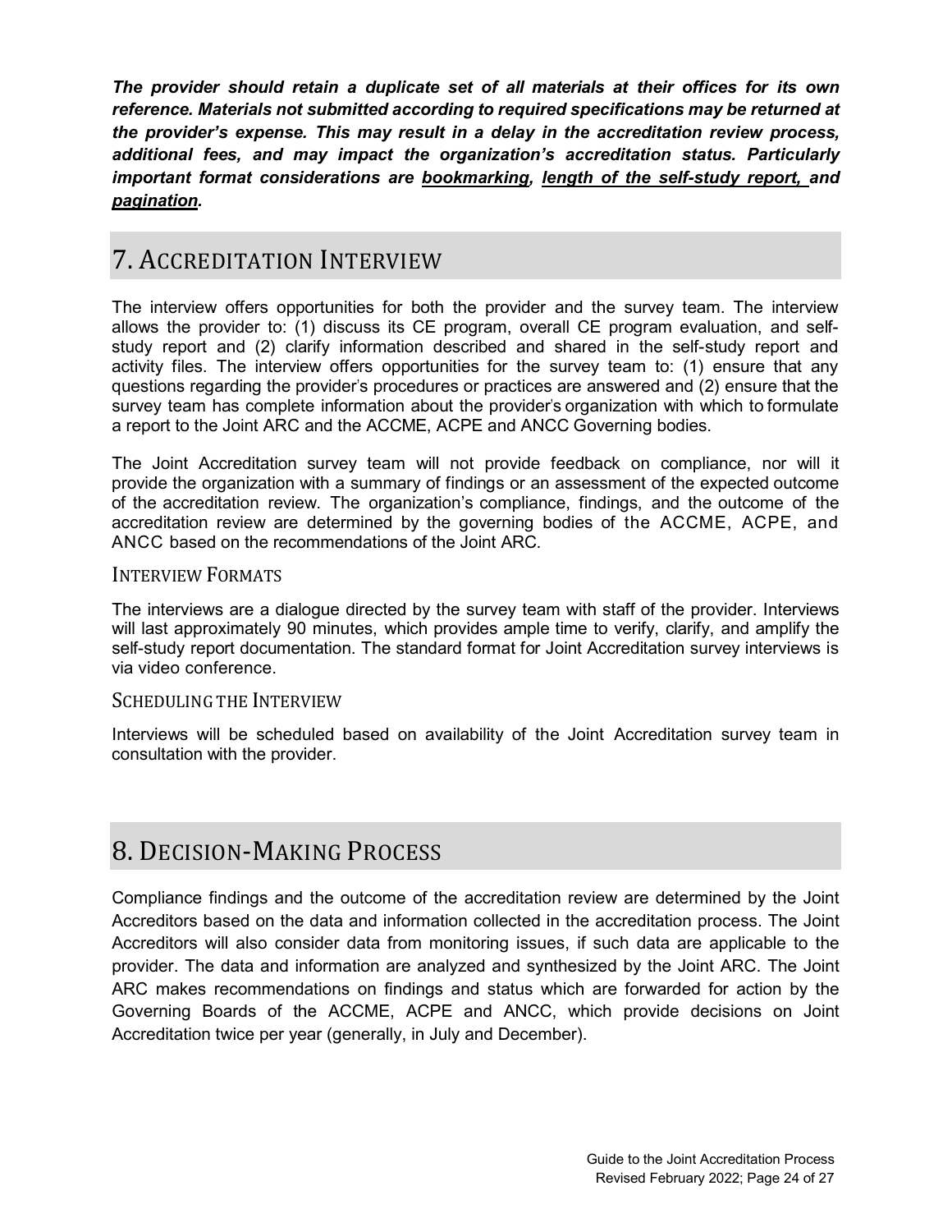***The provider should retain a duplicate set of all materials at their offices for its own reference. Materials not submitted according to required specifications may be returned at the provider's expense. This may result in a delay in the accreditation review process, additional fees, and may impact the organization's accreditation status. Particularly important format considerations are <u>bookmarking</u>, <u>length of the self-study report,</u> and <u>pagination</u>.***

## 7. Accreditation Interview

The interview offers opportunities for both the provider and the survey team. The interview allows the provider to: (1) discuss its CE program, overall CE program evaluation, and self-study report and (2) clarify information described and shared in the self-study report and activity files. The interview offers opportunities for the survey team to: (1) ensure that any questions regarding the provider's procedures or practices are answered and (2) ensure that the survey team has complete information about the provider's organization with which to formulate a report to the Joint ARC and the ACCME, ACPE and ANCC Governing bodies.

The Joint Accreditation survey team will not provide feedback on compliance, nor will it provide the organization with a summary of findings or an assessment of the expected outcome of the accreditation review. The organization's compliance, findings, and the outcome of the accreditation review are determined by the governing bodies of the ACCME, ACPE, and ANCC based on the recommendations of the Joint ARC.

### Interview Formats

The interviews are a dialogue directed by the survey team with staff of the provider. Interviews will last approximately 90 minutes, which provides ample time to verify, clarify, and amplify the self-study report documentation. The standard format for Joint Accreditation survey interviews is via video conference.

### Scheduling the Interview

Interviews will be scheduled based on availability of the Joint Accreditation survey team in consultation with the provider.

## 8. Decision-Making Process

Compliance findings and the outcome of the accreditation review are determined by the Joint Accreditors based on the data and information collected in the accreditation process. The Joint Accreditors will also consider data from monitoring issues, if such data are applicable to the provider. The data and information are analyzed and synthesized by the Joint ARC. The Joint ARC makes recommendations on findings and status which are forwarded for action by the Governing Boards of the ACCME, ACPE and ANCC, which provide decisions on Joint Accreditation twice per year (generally, in July and December).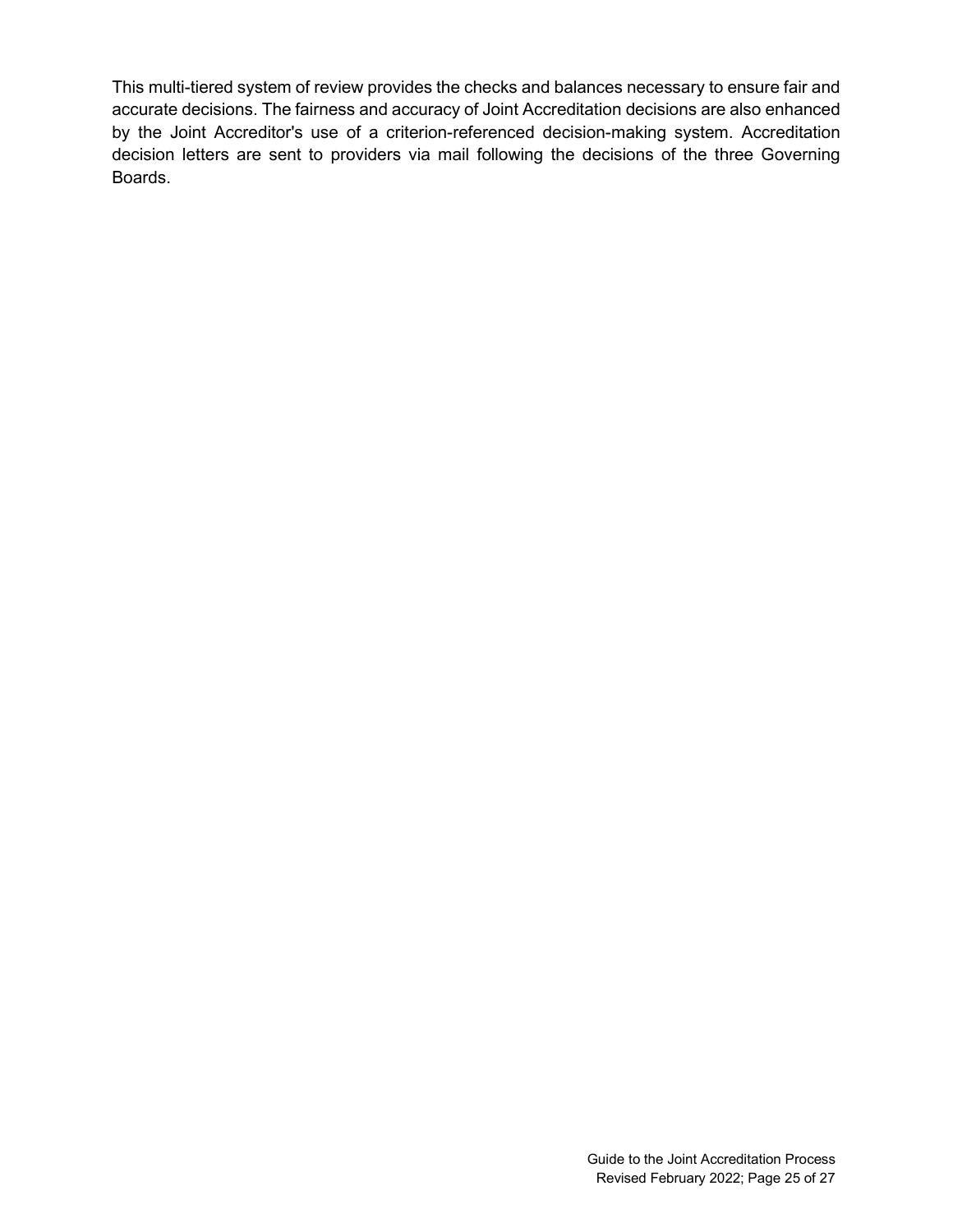This multi-tiered system of review provides the checks and balances necessary to ensure fair and accurate decisions. The fairness and accuracy of Joint Accreditation decisions are also enhanced by the Joint Accreditor's use of a criterion-referenced decision-making system. Accreditation decision letters are sent to providers via mail following the decisions of the three Governing Boards.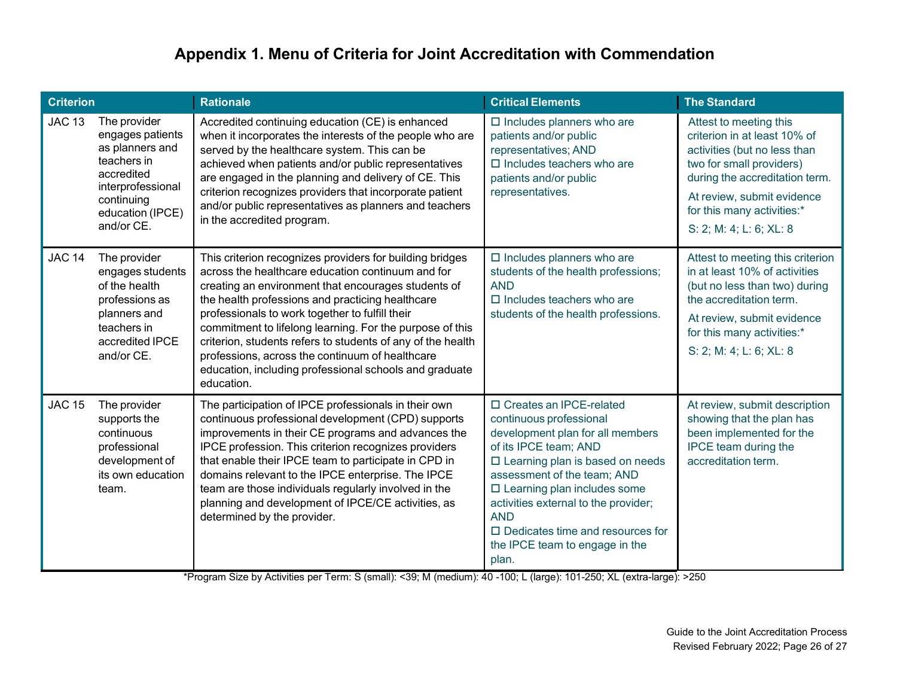# Appendix 1. Menu of Criteria for Joint Accreditation with Commendation

| Criterion | | Rationale | Critical Elements | The Standard |
|---|---|---|---|---|
| JAC 13 | The provider engages patients as planners and teachers in accredited interprofessional continuing education (IPCE) and/or CE. | Accredited continuing education (CE) is enhanced when it incorporates the interests of the people who are served by the healthcare system. This can be achieved when patients and/or public representatives are engaged in the planning and delivery of CE. This criterion recognizes providers that incorporate patient and/or public representatives as planners and teachers in the accredited program. | ☐ Includes planners who are patients and/or public representatives; AND<br>☐ Includes teachers who are patients and/or public representatives. | Attest to meeting this criterion in at least 10% of activities (but no less than two for small providers) during the accreditation term.<br>At review, submit evidence for this many activities:*<br>S: 2; M: 4; L: 6; XL: 8 |
| JAC 14 | The provider engages students of the health professions as planners and teachers in accredited IPCE and/or CE. | This criterion recognizes providers for building bridges across the healthcare education continuum and for creating an environment that encourages students of the health professions and practicing healthcare professionals to work together to fulfill their commitment to lifelong learning. For the purpose of this criterion, students refers to students of any of the health professions, across the continuum of healthcare education, including professional schools and graduate education. | ☐ Includes planners who are students of the health professions; AND<br>☐ Includes teachers who are students of the health professions. | Attest to meeting this criterion in at least 10% of activities (but no less than two) during the accreditation term.<br>At review, submit evidence for this many activities:*<br>S: 2; M: 4; L: 6; XL: 8 |
| JAC 15 | The provider supports the continuous professional development of its own education team. | The participation of IPCE professionals in their own continuous professional development (CPD) supports improvements in their CE programs and advances the IPCE profession. This criterion recognizes providers that enable their IPCE team to participate in CPD in domains relevant to the IPCE enterprise. The IPCE team are those individuals regularly involved in the planning and development of IPCE/CE activities, as determined by the provider. | ☐ Creates an IPCE-related continuous professional development plan for all members of its IPCE team; AND<br>☐ Learning plan is based on needs assessment of the team; AND<br>☐ Learning plan includes some activities external to the provider; AND<br>☐ Dedicates time and resources for the IPCE team to engage in the plan. | At review, submit description showing that the plan has been implemented for the IPCE team during the accreditation term. |

*Program Size by Activities per Term: S (small): <39; M (medium): 40 -100; L (large): 101-250; XL (extra-large): >250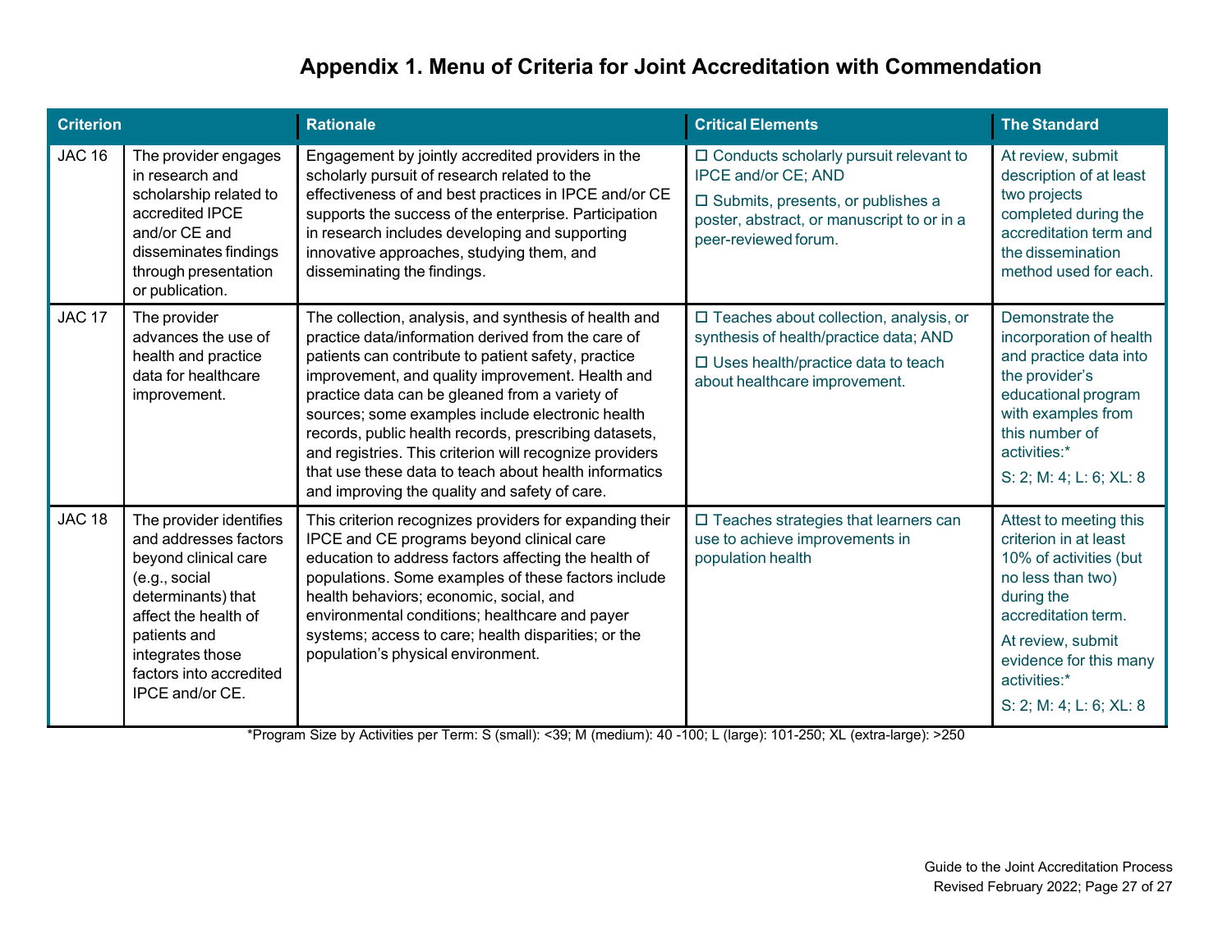# Appendix 1. Menu of Criteria for Joint Accreditation with Commendation

| Criterion | | Rationale | Critical Elements | The Standard |
|---|---|---|---|---|
| JAC 16 | The provider engages in research and scholarship related to accredited IPCE and/or CE and disseminates findings through presentation or publication. | Engagement by jointly accredited providers in the scholarly pursuit of research related to the effectiveness of and best practices in IPCE and/or CE supports the success of the enterprise. Participation in research includes developing and supporting innovative approaches, studying them, and disseminating the findings. | ☐ Conducts scholarly pursuit relevant to IPCE and/or CE; AND<br>☐ Submits, presents, or publishes a poster, abstract, or manuscript to or in a peer-reviewed forum. | At review, submit description of at least two projects completed during the accreditation term and the dissemination method used for each. |
| JAC 17 | The provider advances the use of health and practice data for healthcare improvement. | The collection, analysis, and synthesis of health and practice data/information derived from the care of patients can contribute to patient safety, practice improvement, and quality improvement. Health and practice data can be gleaned from a variety of sources; some examples include electronic health records, public health records, prescribing datasets, and registries. This criterion will recognize providers that use these data to teach about health informatics and improving the quality and safety of care. | ☐ Teaches about collection, analysis, or synthesis of health/practice data; AND<br>☐ Uses health/practice data to teach about healthcare improvement. | Demonstrate the incorporation of health and practice data into the provider's educational program with examples from this number of activities:*<br>S: 2; M: 4; L: 6; XL: 8 |
| JAC 18 | The provider identifies and addresses factors beyond clinical care (e.g., social determinants) that affect the health of patients and integrates those factors into accredited IPCE and/or CE. | This criterion recognizes providers for expanding their IPCE and CE programs beyond clinical care education to address factors affecting the health of populations. Some examples of these factors include health behaviors; economic, social, and environmental conditions; healthcare and payer systems; access to care; health disparities; or the population's physical environment. | ☐ Teaches strategies that learners can use to achieve improvements in population health | Attest to meeting this criterion in at least 10% of activities (but no less than two) during the accreditation term.<br>At review, submit evidence for this many activities:*<br>S: 2; M: 4; L: 6; XL: 8 |

*Program Size by Activities per Term: S (small): <39; M (medium): 40 -100; L (large): 101-250; XL (extra-large): >250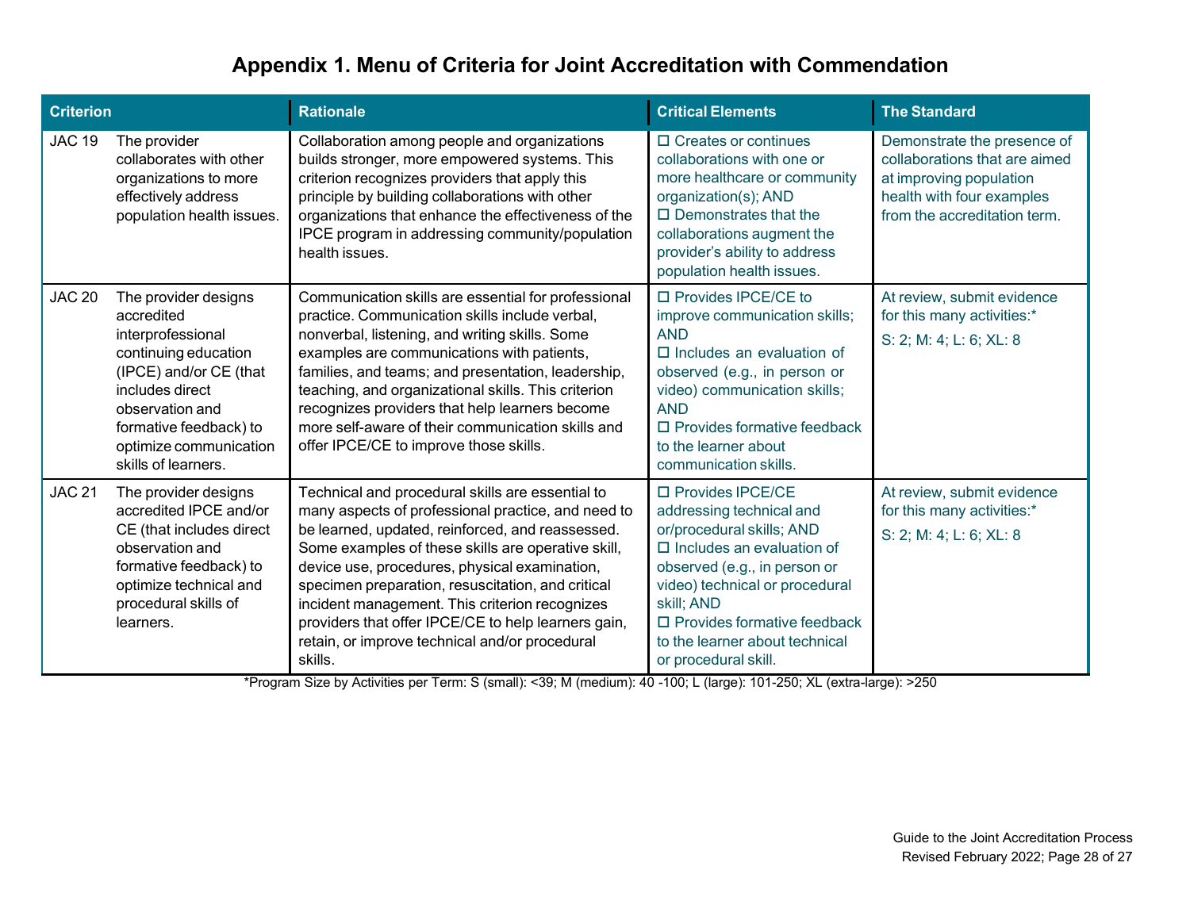# Appendix 1. Menu of Criteria for Joint Accreditation with Commendation

| Criterion | | Rationale | Critical Elements | The Standard |
|---|---|---|---|---|
| JAC 19 | The provider collaborates with other organizations to more effectively address population health issues. | Collaboration among people and organizations builds stronger, more empowered systems. This criterion recognizes providers that apply this principle by building collaborations with other organizations that enhance the effectiveness of the IPCE program in addressing community/population health issues. | ☐ Creates or continues collaborations with one or more healthcare or community organization(s); AND<br>☐ Demonstrates that the collaborations augment the provider's ability to address population health issues. | Demonstrate the presence of collaborations that are aimed at improving population health with four examples from the accreditation term. |
| JAC 20 | The provider designs accredited interprofessional continuing education (IPCE) and/or CE (that includes direct observation and formative feedback) to optimize communication skills of learners. | Communication skills are essential for professional practice. Communication skills include verbal, nonverbal, listening, and writing skills. Some examples are communications with patients, families, and teams; and presentation, leadership, teaching, and organizational skills. This criterion recognizes providers that help learners become more self-aware of their communication skills and offer IPCE/CE to improve those skills. | ☐ Provides IPCE/CE to improve communication skills; AND<br>☐ Includes an evaluation of observed (e.g., in person or video) communication skills; AND<br>☐ Provides formative feedback to the learner about communication skills. | At review, submit evidence for this many activities:*<br>S: 2; M: 4; L: 6; XL: 8 |
| JAC 21 | The provider designs accredited IPCE and/or CE (that includes direct observation and formative feedback) to optimize technical and procedural skills of learners. | Technical and procedural skills are essential to many aspects of professional practice, and need to be learned, updated, reinforced, and reassessed. Some examples of these skills are operative skill, device use, procedures, physical examination, specimen preparation, resuscitation, and critical incident management. This criterion recognizes providers that offer IPCE/CE to help learners gain, retain, or improve technical and/or procedural skills. | ☐ Provides IPCE/CE addressing technical and or/procedural skills; AND<br>☐ Includes an evaluation of observed (e.g., in person or video) technical or procedural skill; AND<br>☐ Provides formative feedback to the learner about technical or procedural skill. | At review, submit evidence for this many activities:*<br>S: 2; M: 4; L: 6; XL: 8 |

*Program Size by Activities per Term: S (small): <39; M (medium): 40 -100; L (large): 101-250; XL (extra-large): >250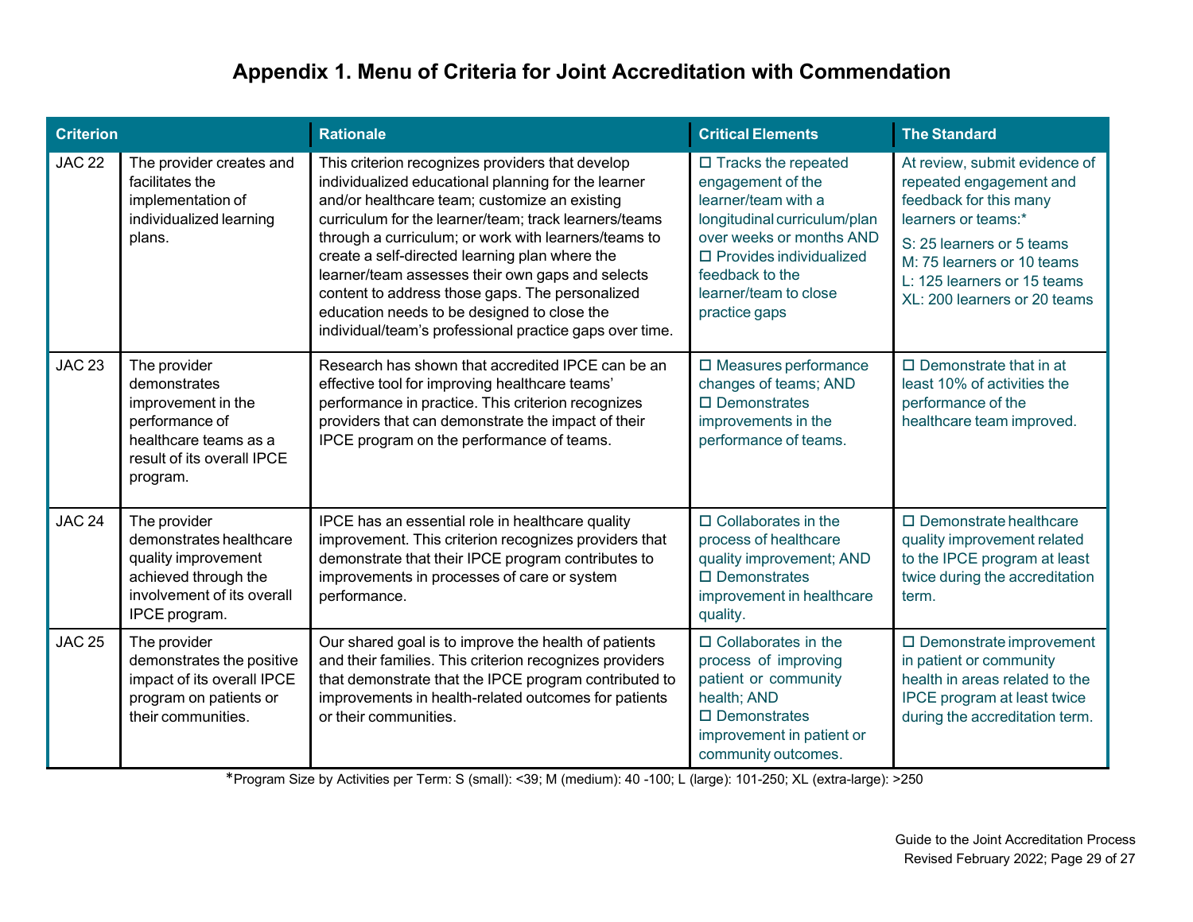# Appendix 1. Menu of Criteria for Joint Accreditation with Commendation

| Criterion | | Rationale | Critical Elements | The Standard |
|---|---|---|---|---|
| JAC 22 | The provider creates and facilitates the implementation of individualized learning plans. | This criterion recognizes providers that develop individualized educational planning for the learner and/or healthcare team; customize an existing curriculum for the learner/team; track learners/teams through a curriculum; or work with learners/teams to create a self-directed learning plan where the learner/team assesses their own gaps and selects content to address those gaps. The personalized education needs to be designed to close the individual/team's professional practice gaps over time. | ☐ Tracks the repeated engagement of the learner/team with a longitudinal curriculum/plan over weeks or months AND<br>☐ Provides individualized feedback to the learner/team to close practice gaps | At review, submit evidence of repeated engagement and feedback for this many learners or teams:*<br>S: 25 learners or 5 teams<br>M: 75 learners or 10 teams<br>L: 125 learners or 15 teams<br>XL: 200 learners or 20 teams |
| JAC 23 | The provider demonstrates improvement in the performance of healthcare teams as a result of its overall IPCE program. | Research has shown that accredited IPCE can be an effective tool for improving healthcare teams' performance in practice. This criterion recognizes providers that can demonstrate the impact of their IPCE program on the performance of teams. | ☐ Measures performance changes of teams; AND<br>☐ Demonstrates improvements in the performance of teams. | ☐ Demonstrate that in at least 10% of activities the performance of the healthcare team improved. |
| JAC 24 | The provider demonstrates healthcare quality improvement achieved through the involvement of its overall IPCE program. | IPCE has an essential role in healthcare quality improvement. This criterion recognizes providers that demonstrate that their IPCE program contributes to improvements in processes of care or system performance. | ☐ Collaborates in the process of healthcare quality improvement; AND<br>☐ Demonstrates improvement in healthcare quality. | ☐ Demonstrate healthcare quality improvement related to the IPCE program at least twice during the accreditation term. |
| JAC 25 | The provider demonstrates the positive impact of its overall IPCE program on patients or their communities. | Our shared goal is to improve the health of patients and their families. This criterion recognizes providers that demonstrate that the IPCE program contributed to improvements in health-related outcomes for patients or their communities. | ☐ Collaborates in the process of improving patient or community health; AND<br>☐ Demonstrates improvement in patient or community outcomes. | ☐ Demonstrate improvement in patient or community health in areas related to the IPCE program at least twice during the accreditation term. |

*Program Size by Activities per Term: S (small): <39; M (medium): 40 -100; L (large): 101-250; XL (extra-large): >250